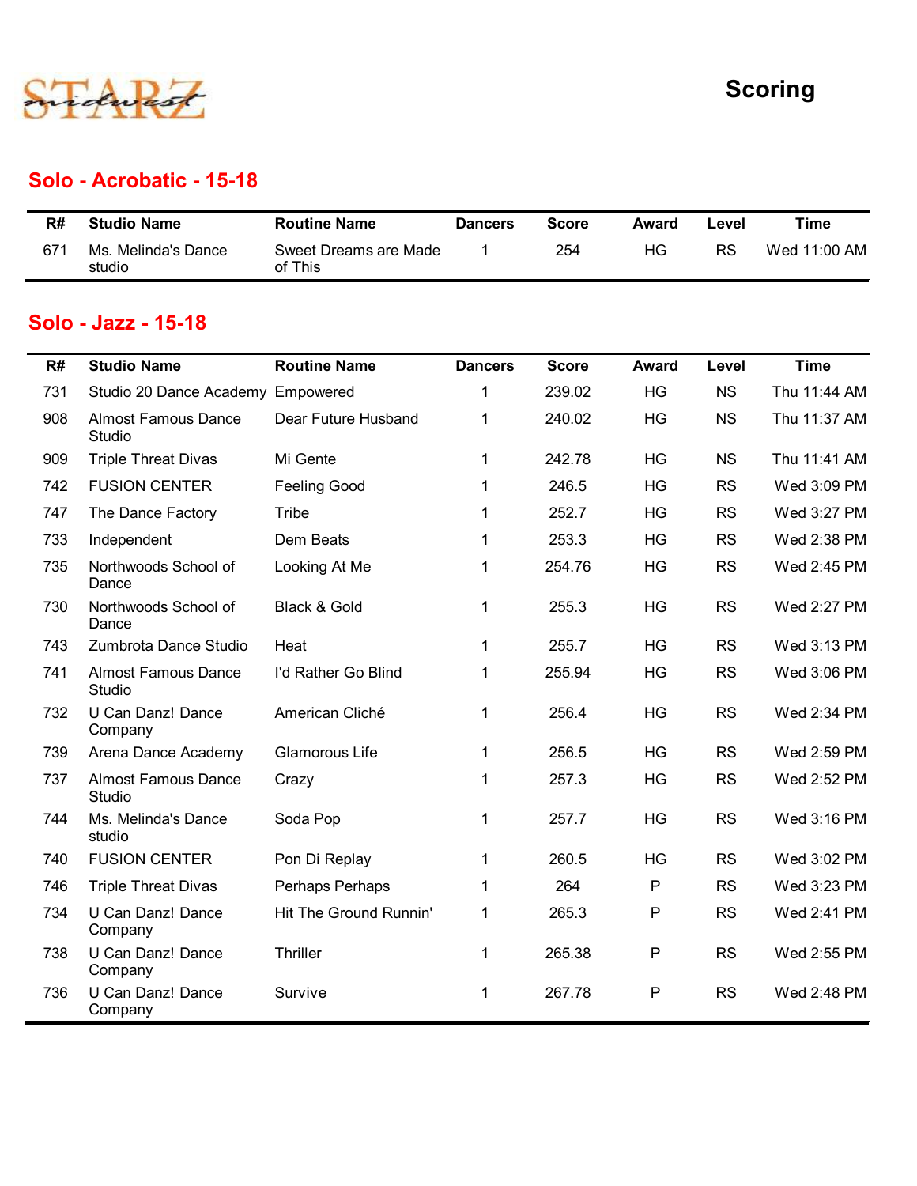# STARZ midwest

# Scoring

## Solo - Acrobatic - 15-18

| R# | Studio Name | Routine Name | Dancers | Score | Award | Level | Time |
|---|---|---|---|---|---|---|---|
| 671 | Ms. Melinda's Dance studio | Sweet Dreams are Made of This | 1 | 254 | HG | RS | Wed 11:00 AM |

## Solo - Jazz - 15-18

| R# | Studio Name | Routine Name | Dancers | Score | Award | Level | Time |
|---|---|---|---|---|---|---|---|
| 731 | Studio 20 Dance Academy | Empowered | 1 | 239.02 | HG | NS | Thu 11:44 AM |
| 908 | Almost Famous Dance Studio | Dear Future Husband | 1 | 240.02 | HG | NS | Thu 11:37 AM |
| 909 | Triple Threat Divas | Mi Gente | 1 | 242.78 | HG | NS | Thu 11:41 AM |
| 742 | FUSION CENTER | Feeling Good | 1 | 246.5 | HG | RS | Wed 3:09 PM |
| 747 | The Dance Factory | Tribe | 1 | 252.7 | HG | RS | Wed 3:27 PM |
| 733 | Independent | Dem Beats | 1 | 253.3 | HG | RS | Wed 2:38 PM |
| 735 | Northwoods School of Dance | Looking At Me | 1 | 254.76 | HG | RS | Wed 2:45 PM |
| 730 | Northwoods School of Dance | Black & Gold | 1 | 255.3 | HG | RS | Wed 2:27 PM |
| 743 | Zumbrota Dance Studio | Heat | 1 | 255.7 | HG | RS | Wed 3:13 PM |
| 741 | Almost Famous Dance Studio | I'd Rather Go Blind | 1 | 255.94 | HG | RS | Wed 3:06 PM |
| 732 | U Can Danz! Dance Company | American Cliché | 1 | 256.4 | HG | RS | Wed 2:34 PM |
| 739 | Arena Dance Academy | Glamorous Life | 1 | 256.5 | HG | RS | Wed 2:59 PM |
| 737 | Almost Famous Dance Studio | Crazy | 1 | 257.3 | HG | RS | Wed 2:52 PM |
| 744 | Ms. Melinda's Dance studio | Soda Pop | 1 | 257.7 | HG | RS | Wed 3:16 PM |
| 740 | FUSION CENTER | Pon Di Replay | 1 | 260.5 | HG | RS | Wed 3:02 PM |
| 746 | Triple Threat Divas | Perhaps Perhaps | 1 | 264 | P | RS | Wed 3:23 PM |
| 734 | U Can Danz! Dance Company | Hit The Ground Runnin' | 1 | 265.3 | P | RS | Wed 2:41 PM |
| 738 | U Can Danz! Dance Company | Thriller | 1 | 265.38 | P | RS | Wed 2:55 PM |
| 736 | U Can Danz! Dance Company | Survive | 1 | 267.78 | P | RS | Wed 2:48 PM |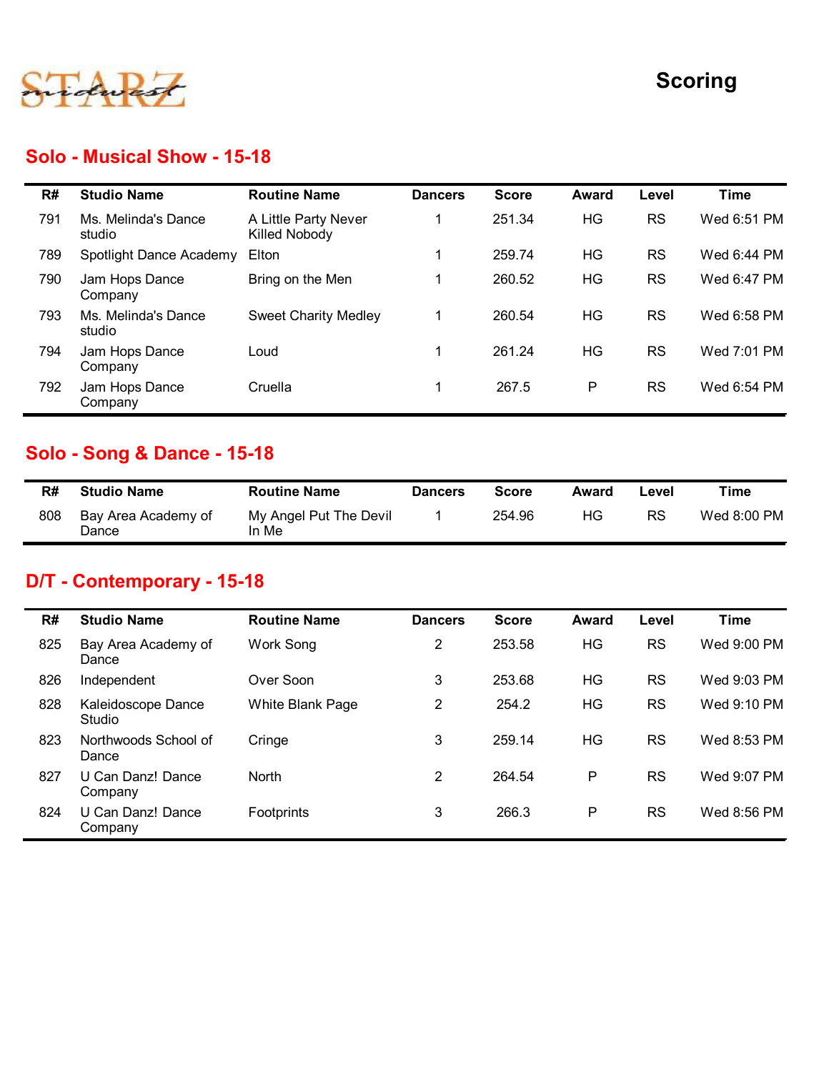# Scoring

## Solo - Musical Show - 15-18

| R# | Studio Name | Routine Name | Dancers | Score | Award | Level | Time |
|---|---|---|---|---|---|---|---|
| 791 | Ms. Melinda's Dance studio | A Little Party Never Killed Nobody | 1 | 251.34 | HG | RS | Wed 6:51 PM |
| 789 | Spotlight Dance Academy | Elton | 1 | 259.74 | HG | RS | Wed 6:44 PM |
| 790 | Jam Hops Dance Company | Bring on the Men | 1 | 260.52 | HG | RS | Wed 6:47 PM |
| 793 | Ms. Melinda's Dance studio | Sweet Charity Medley | 1 | 260.54 | HG | RS | Wed 6:58 PM |
| 794 | Jam Hops Dance Company | Loud | 1 | 261.24 | HG | RS | Wed 7:01 PM |
| 792 | Jam Hops Dance Company | Cruella | 1 | 267.5 | P | RS | Wed 6:54 PM |

## Solo - Song & Dance - 15-18

| R# | Studio Name | Routine Name | Dancers | Score | Award | Level | Time |
|---|---|---|---|---|---|---|---|
| 808 | Bay Area Academy of Dance | My Angel Put The Devil In Me | 1 | 254.96 | HG | RS | Wed 8:00 PM |

## D/T - Contemporary - 15-18

| R# | Studio Name | Routine Name | Dancers | Score | Award | Level | Time |
|---|---|---|---|---|---|---|---|
| 825 | Bay Area Academy of Dance | Work Song | 2 | 253.58 | HG | RS | Wed 9:00 PM |
| 826 | Independent | Over Soon | 3 | 253.68 | HG | RS | Wed 9:03 PM |
| 828 | Kaleidoscope Dance Studio | White Blank Page | 2 | 254.2 | HG | RS | Wed 9:10 PM |
| 823 | Northwoods School of Dance | Cringe | 3 | 259.14 | HG | RS | Wed 8:53 PM |
| 827 | U Can Danz! Dance Company | North | 2 | 264.54 | P | RS | Wed 9:07 PM |
| 824 | U Can Danz! Dance Company | Footprints | 3 | 266.3 | P | RS | Wed 8:56 PM |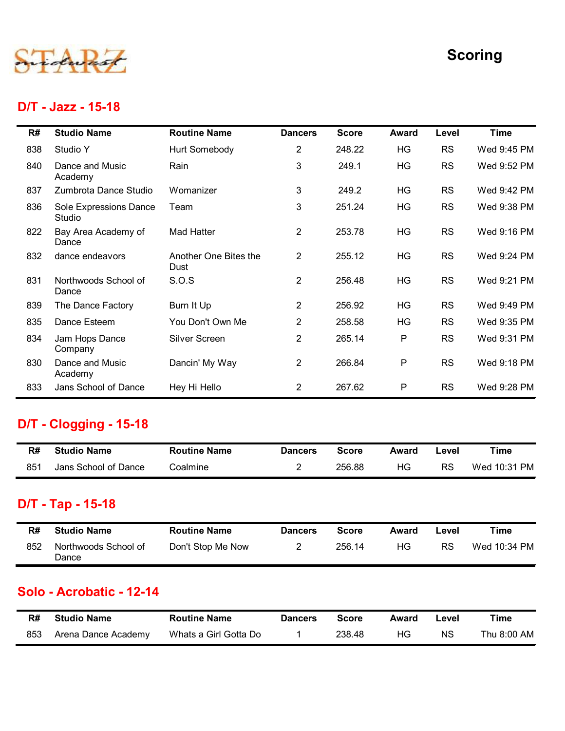Scoring

## D/T - Jazz - 15-18

| R# | Studio Name | Routine Name | Dancers | Score | Award | Level | Time |
|---|---|---|---|---|---|---|---|
| 838 | Studio Y | Hurt Somebody | 2 | 248.22 | HG | RS | Wed 9:45 PM |
| 840 | Dance and Music Academy | Rain | 3 | 249.1 | HG | RS | Wed 9:52 PM |
| 837 | Zumbrota Dance Studio | Womanizer | 3 | 249.2 | HG | RS | Wed 9:42 PM |
| 836 | Sole Expressions Dance Studio | Team | 3 | 251.24 | HG | RS | Wed 9:38 PM |
| 822 | Bay Area Academy of Dance | Mad Hatter | 2 | 253.78 | HG | RS | Wed 9:16 PM |
| 832 | dance endeavors | Another One Bites the Dust | 2 | 255.12 | HG | RS | Wed 9:24 PM |
| 831 | Northwoods School of Dance | S.O.S | 2 | 256.48 | HG | RS | Wed 9:21 PM |
| 839 | The Dance Factory | Burn It Up | 2 | 256.92 | HG | RS | Wed 9:49 PM |
| 835 | Dance Esteem | You Don't Own Me | 2 | 258.58 | HG | RS | Wed 9:35 PM |
| 834 | Jam Hops Dance Company | Silver Screen | 2 | 265.14 | P | RS | Wed 9:31 PM |
| 830 | Dance and Music Academy | Dancin' My Way | 2 | 266.84 | P | RS | Wed 9:18 PM |
| 833 | Jans School of Dance | Hey Hi Hello | 2 | 267.62 | P | RS | Wed 9:28 PM |

## D/T - Clogging - 15-18

| R# | Studio Name | Routine Name | Dancers | Score | Award | Level | Time |
|---|---|---|---|---|---|---|---|
| 851 | Jans School of Dance | Coalmine | 2 | 256.88 | HG | RS | Wed 10:31 PM |

## D/T - Tap - 15-18

| R# | Studio Name | Routine Name | Dancers | Score | Award | Level | Time |
|---|---|---|---|---|---|---|---|
| 852 | Northwoods School of Dance | Don't Stop Me Now | 2 | 256.14 | HG | RS | Wed 10:34 PM |

## Solo - Acrobatic - 12-14

| R# | Studio Name | Routine Name | Dancers | Score | Award | Level | Time |
|---|---|---|---|---|---|---|---|
| 853 | Arena Dance Academy | Whats a Girl Gotta Do | 1 | 238.48 | HG | NS | Thu 8:00 AM |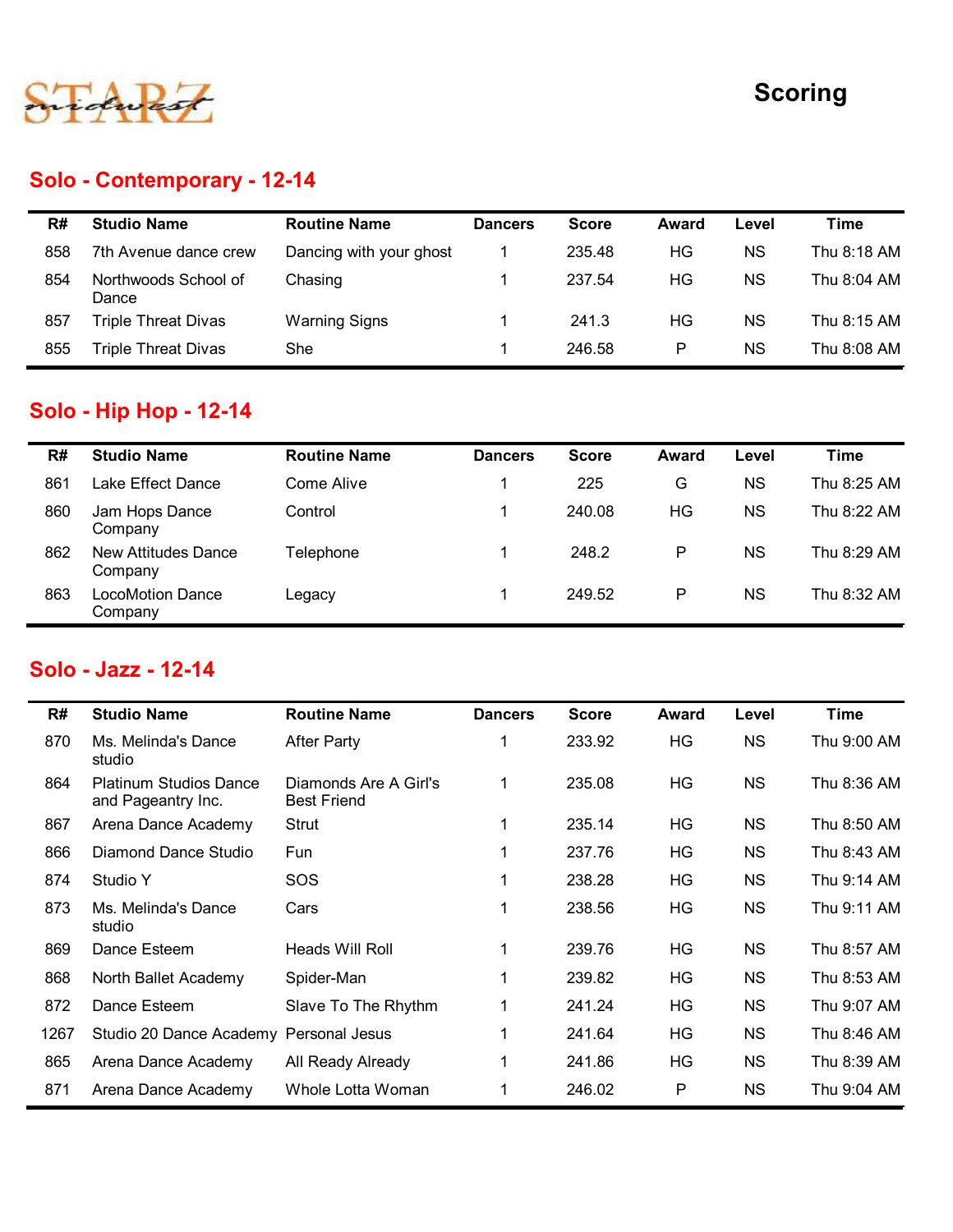STARZ midwest

# Scoring

## Solo - Contemporary - 12-14

| R# | Studio Name | Routine Name | Dancers | Score | Award | Level | Time |
|---|---|---|---|---|---|---|---|
| 858 | 7th Avenue dance crew | Dancing with your ghost | 1 | 235.48 | HG | NS | Thu 8:18 AM |
| 854 | Northwoods School of Dance | Chasing | 1 | 237.54 | HG | NS | Thu 8:04 AM |
| 857 | Triple Threat Divas | Warning Signs | 1 | 241.3 | HG | NS | Thu 8:15 AM |
| 855 | Triple Threat Divas | She | 1 | 246.58 | P | NS | Thu 8:08 AM |

## Solo - Hip Hop - 12-14

| R# | Studio Name | Routine Name | Dancers | Score | Award | Level | Time |
|---|---|---|---|---|---|---|---|
| 861 | Lake Effect Dance | Come Alive | 1 | 225 | G | NS | Thu 8:25 AM |
| 860 | Jam Hops Dance Company | Control | 1 | 240.08 | HG | NS | Thu 8:22 AM |
| 862 | New Attitudes Dance Company | Telephone | 1 | 248.2 | P | NS | Thu 8:29 AM |
| 863 | LocoMotion Dance Company | Legacy | 1 | 249.52 | P | NS | Thu 8:32 AM |

## Solo - Jazz - 12-14

| R# | Studio Name | Routine Name | Dancers | Score | Award | Level | Time |
|---|---|---|---|---|---|---|---|
| 870 | Ms. Melinda's Dance studio | After Party | 1 | 233.92 | HG | NS | Thu 9:00 AM |
| 864 | Platinum Studios Dance and Pageantry Inc. | Diamonds Are A Girl's Best Friend | 1 | 235.08 | HG | NS | Thu 8:36 AM |
| 867 | Arena Dance Academy | Strut | 1 | 235.14 | HG | NS | Thu 8:50 AM |
| 866 | Diamond Dance Studio | Fun | 1 | 237.76 | HG | NS | Thu 8:43 AM |
| 874 | Studio Y | SOS | 1 | 238.28 | HG | NS | Thu 9:14 AM |
| 873 | Ms. Melinda's Dance studio | Cars | 1 | 238.56 | HG | NS | Thu 9:11 AM |
| 869 | Dance Esteem | Heads Will Roll | 1 | 239.76 | HG | NS | Thu 8:57 AM |
| 868 | North Ballet Academy | Spider-Man | 1 | 239.82 | HG | NS | Thu 8:53 AM |
| 872 | Dance Esteem | Slave To The Rhythm | 1 | 241.24 | HG | NS | Thu 9:07 AM |
| 1267 | Studio 20 Dance Academy | Personal Jesus | 1 | 241.64 | HG | NS | Thu 8:46 AM |
| 865 | Arena Dance Academy | All Ready Already | 1 | 241.86 | HG | NS | Thu 8:39 AM |
| 871 | Arena Dance Academy | Whole Lotta Woman | 1 | 246.02 | P | NS | Thu 9:04 AM |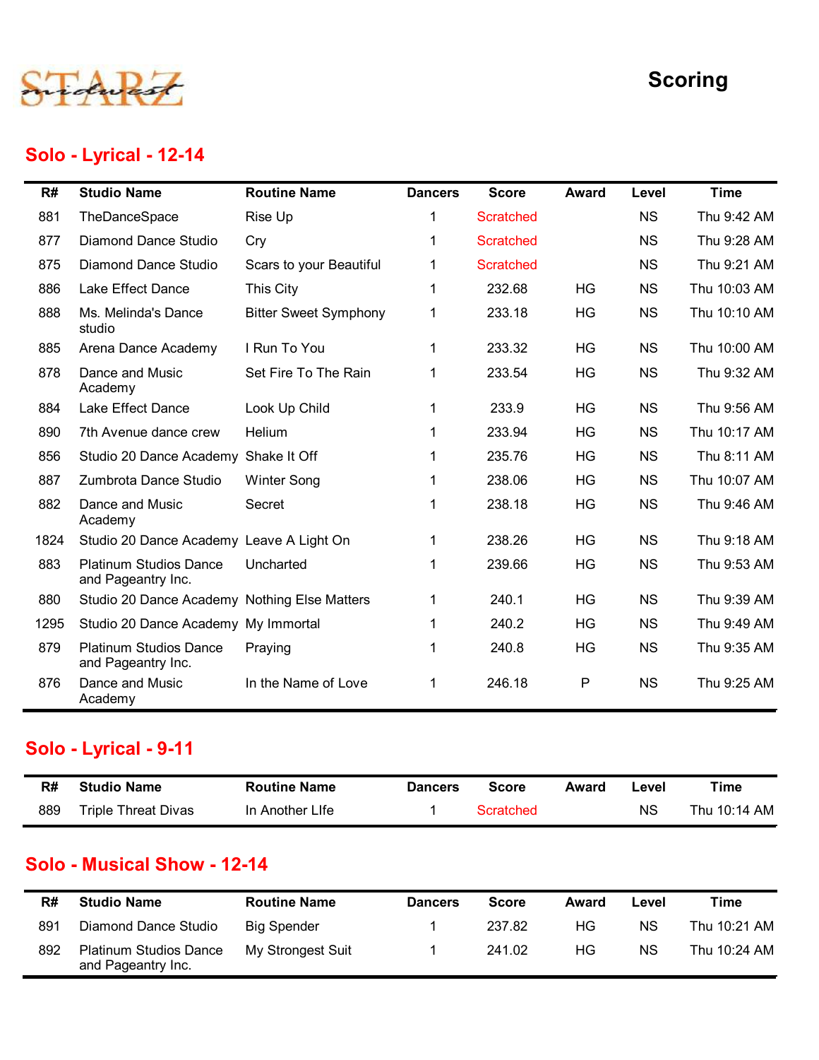STARZ midwest

# Scoring

## Solo - Lyrical - 12-14

| R# | Studio Name | Routine Name | Dancers | Score | Award | Level | Time |
|---|---|---|---|---|---|---|---|
| 881 | TheDanceSpace | Rise Up | 1 | Scratched | | NS | Thu 9:42 AM |
| 877 | Diamond Dance Studio | Cry | 1 | Scratched | | NS | Thu 9:28 AM |
| 875 | Diamond Dance Studio | Scars to your Beautiful | 1 | Scratched | | NS | Thu 9:21 AM |
| 886 | Lake Effect Dance | This City | 1 | 232.68 | HG | NS | Thu 10:03 AM |
| 888 | Ms. Melinda's Dance studio | Bitter Sweet Symphony | 1 | 233.18 | HG | NS | Thu 10:10 AM |
| 885 | Arena Dance Academy | I Run To You | 1 | 233.32 | HG | NS | Thu 10:00 AM |
| 878 | Dance and Music Academy | Set Fire To The Rain | 1 | 233.54 | HG | NS | Thu 9:32 AM |
| 884 | Lake Effect Dance | Look Up Child | 1 | 233.9 | HG | NS | Thu 9:56 AM |
| 890 | 7th Avenue dance crew | Helium | 1 | 233.94 | HG | NS | Thu 10:17 AM |
| 856 | Studio 20 Dance Academy | Shake It Off | 1 | 235.76 | HG | NS | Thu 8:11 AM |
| 887 | Zumbrota Dance Studio | Winter Song | 1 | 238.06 | HG | NS | Thu 10:07 AM |
| 882 | Dance and Music Academy | Secret | 1 | 238.18 | HG | NS | Thu 9:46 AM |
| 1824 | Studio 20 Dance Academy | Leave A Light On | 1 | 238.26 | HG | NS | Thu 9:18 AM |
| 883 | Platinum Studios Dance and Pageantry Inc. | Uncharted | 1 | 239.66 | HG | NS | Thu 9:53 AM |
| 880 | Studio 20 Dance Academy | Nothing Else Matters | 1 | 240.1 | HG | NS | Thu 9:39 AM |
| 1295 | Studio 20 Dance Academy | My Immortal | 1 | 240.2 | HG | NS | Thu 9:49 AM |
| 879 | Platinum Studios Dance and Pageantry Inc. | Praying | 1 | 240.8 | HG | NS | Thu 9:35 AM |
| 876 | Dance and Music Academy | In the Name of Love | 1 | 246.18 | P | NS | Thu 9:25 AM |

## Solo - Lyrical - 9-11

| R# | Studio Name | Routine Name | Dancers | Score | Award | Level | Time |
|---|---|---|---|---|---|---|---|
| 889 | Triple Threat Divas | In Another LIfe | 1 | Scratched | | NS | Thu 10:14 AM |

## Solo - Musical Show - 12-14

| R# | Studio Name | Routine Name | Dancers | Score | Award | Level | Time |
|---|---|---|---|---|---|---|---|
| 891 | Diamond Dance Studio | Big Spender | 1 | 237.82 | HG | NS | Thu 10:21 AM |
| 892 | Platinum Studios Dance and Pageantry Inc. | My Strongest Suit | 1 | 241.02 | HG | NS | Thu 10:24 AM |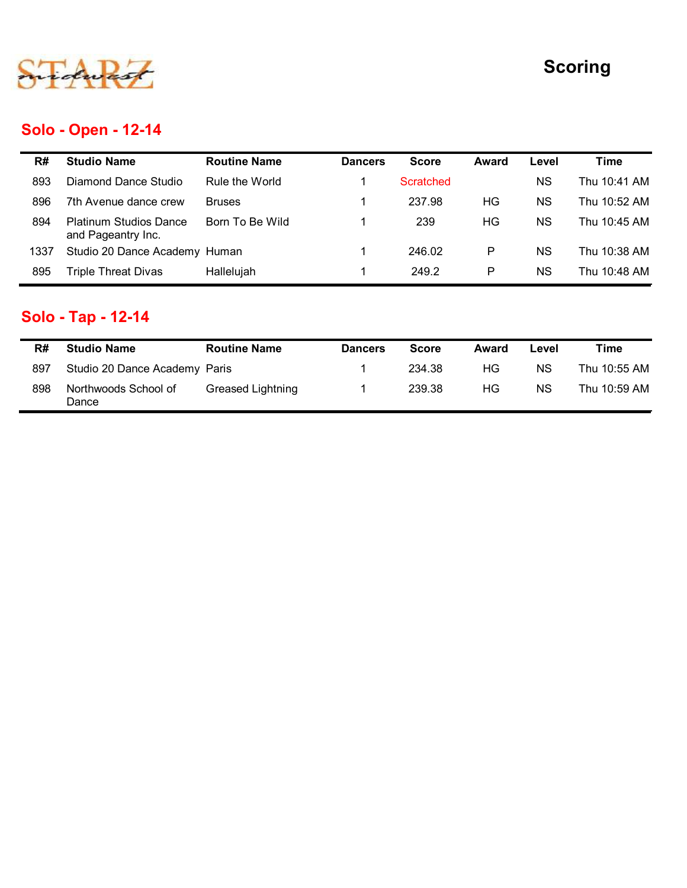# Scoring

## Solo - Open - 12-14

| R# | Studio Name | Routine Name | Dancers | Score | Award | Level | Time |
|---|---|---|---|---|---|---|---|
| 893 | Diamond Dance Studio | Rule the World | 1 | Scratched | | NS | Thu 10:41 AM |
| 896 | 7th Avenue dance crew | Bruses | 1 | 237.98 | HG | NS | Thu 10:52 AM |
| 894 | Platinum Studios Dance and Pageantry Inc. | Born To Be Wild | 1 | 239 | HG | NS | Thu 10:45 AM |
| 1337 | Studio 20 Dance Academy | Human | 1 | 246.02 | P | NS | Thu 10:38 AM |
| 895 | Triple Threat Divas | Hallelujah | 1 | 249.2 | P | NS | Thu 10:48 AM |

## Solo - Tap - 12-14

| R# | Studio Name | Routine Name | Dancers | Score | Award | Level | Time |
|---|---|---|---|---|---|---|---|
| 897 | Studio 20 Dance Academy | Paris | 1 | 234.38 | HG | NS | Thu 10:55 AM |
| 898 | Northwoods School of Dance | Greased Lightning | 1 | 239.38 | HG | NS | Thu 10:59 AM |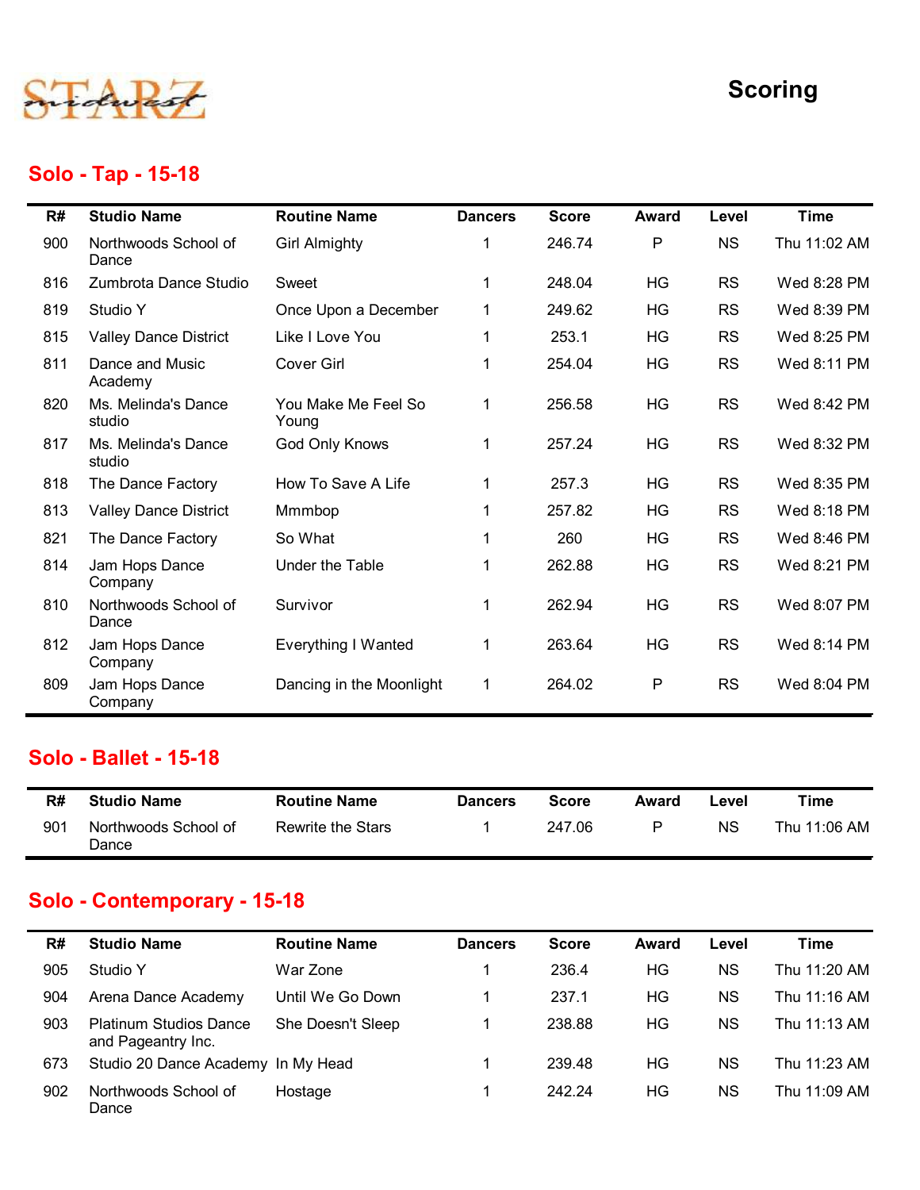# Scoring

## Solo - Tap - 15-18

| R# | Studio Name | Routine Name | Dancers | Score | Award | Level | Time |
|---|---|---|---|---|---|---|---|
| 900 | Northwoods School of Dance | Girl Almighty | 1 | 246.74 | P | NS | Thu 11:02 AM |
| 816 | Zumbrota Dance Studio | Sweet | 1 | 248.04 | HG | RS | Wed 8:28 PM |
| 819 | Studio Y | Once Upon a December | 1 | 249.62 | HG | RS | Wed 8:39 PM |
| 815 | Valley Dance District | Like I Love You | 1 | 253.1 | HG | RS | Wed 8:25 PM |
| 811 | Dance and Music Academy | Cover Girl | 1 | 254.04 | HG | RS | Wed 8:11 PM |
| 820 | Ms. Melinda's Dance studio | You Make Me Feel So Young | 1 | 256.58 | HG | RS | Wed 8:42 PM |
| 817 | Ms. Melinda's Dance studio | God Only Knows | 1 | 257.24 | HG | RS | Wed 8:32 PM |
| 818 | The Dance Factory | How To Save A Life | 1 | 257.3 | HG | RS | Wed 8:35 PM |
| 813 | Valley Dance District | Mmmbop | 1 | 257.82 | HG | RS | Wed 8:18 PM |
| 821 | The Dance Factory | So What | 1 | 260 | HG | RS | Wed 8:46 PM |
| 814 | Jam Hops Dance Company | Under the Table | 1 | 262.88 | HG | RS | Wed 8:21 PM |
| 810 | Northwoods School of Dance | Survivor | 1 | 262.94 | HG | RS | Wed 8:07 PM |
| 812 | Jam Hops Dance Company | Everything I Wanted | 1 | 263.64 | HG | RS | Wed 8:14 PM |
| 809 | Jam Hops Dance Company | Dancing in the Moonlight | 1 | 264.02 | P | RS | Wed 8:04 PM |

## Solo - Ballet - 15-18

| R# | Studio Name | Routine Name | Dancers | Score | Award | Level | Time |
|---|---|---|---|---|---|---|---|
| 901 | Northwoods School of Dance | Rewrite the Stars | 1 | 247.06 | P | NS | Thu 11:06 AM |

## Solo - Contemporary - 15-18

| R# | Studio Name | Routine Name | Dancers | Score | Award | Level | Time |
|---|---|---|---|---|---|---|---|
| 905 | Studio Y | War Zone | 1 | 236.4 | HG | NS | Thu 11:20 AM |
| 904 | Arena Dance Academy | Until We Go Down | 1 | 237.1 | HG | NS | Thu 11:16 AM |
| 903 | Platinum Studios Dance and Pageantry Inc. | She Doesn't Sleep | 1 | 238.88 | HG | NS | Thu 11:13 AM |
| 673 | Studio 20 Dance Academy | In My Head | 1 | 239.48 | HG | NS | Thu 11:23 AM |
| 902 | Northwoods School of Dance | Hostage | 1 | 242.24 | HG | NS | Thu 11:09 AM |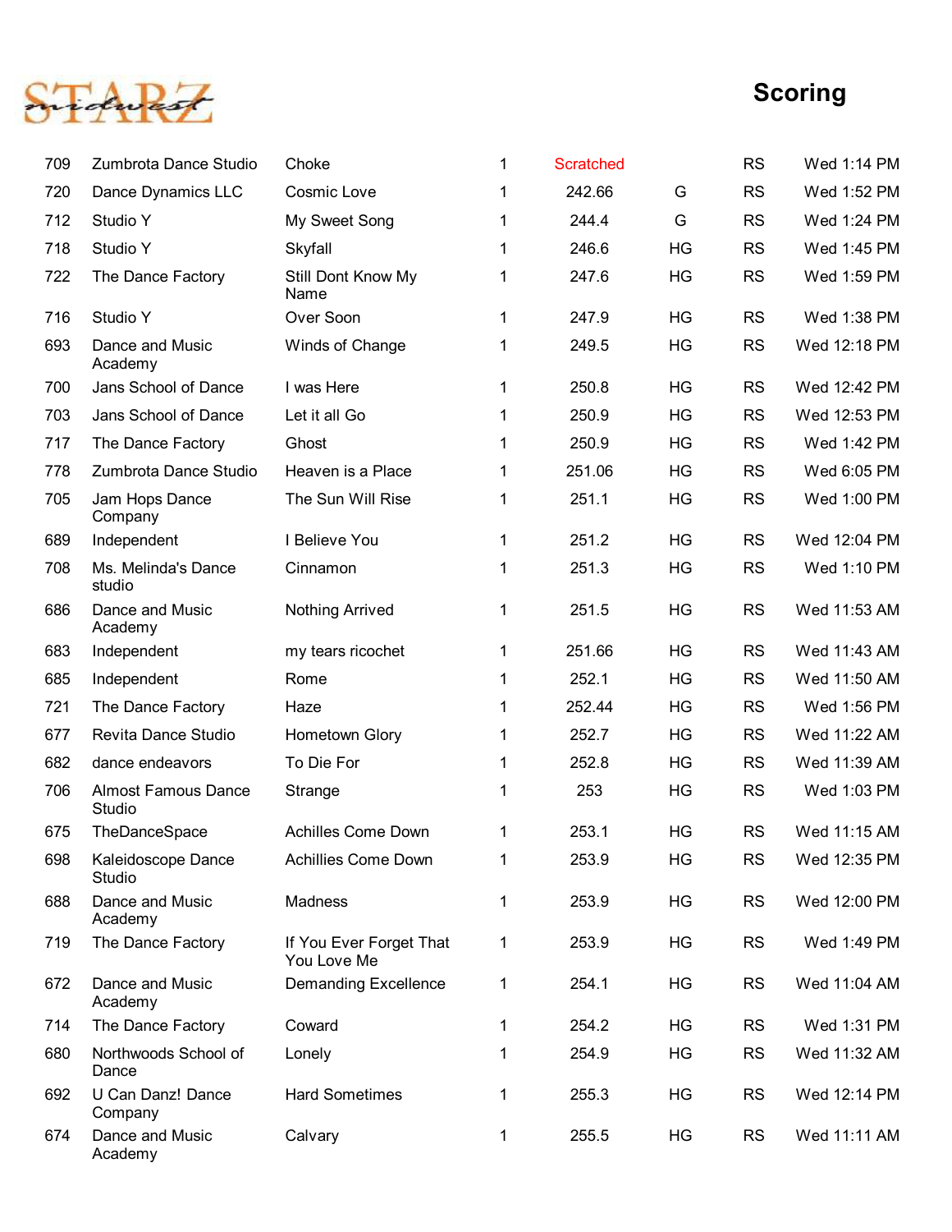# Scoring

| | | | | | | | |
|---|---|---|---|---|---|---|---|
| 709 | Zumbrota Dance Studio | Choke | 1 | Scratched | | RS | Wed 1:14 PM |
| 720 | Dance Dynamics LLC | Cosmic Love | 1 | 242.66 | G | RS | Wed 1:52 PM |
| 712 | Studio Y | My Sweet Song | 1 | 244.4 | G | RS | Wed 1:24 PM |
| 718 | Studio Y | Skyfall | 1 | 246.6 | HG | RS | Wed 1:45 PM |
| 722 | The Dance Factory | Still Dont Know My Name | 1 | 247.6 | HG | RS | Wed 1:59 PM |
| 716 | Studio Y | Over Soon | 1 | 247.9 | HG | RS | Wed 1:38 PM |
| 693 | Dance and Music Academy | Winds of Change | 1 | 249.5 | HG | RS | Wed 12:18 PM |
| 700 | Jans School of Dance | I was Here | 1 | 250.8 | HG | RS | Wed 12:42 PM |
| 703 | Jans School of Dance | Let it all Go | 1 | 250.9 | HG | RS | Wed 12:53 PM |
| 717 | The Dance Factory | Ghost | 1 | 250.9 | HG | RS | Wed 1:42 PM |
| 778 | Zumbrota Dance Studio | Heaven is a Place | 1 | 251.06 | HG | RS | Wed 6:05 PM |
| 705 | Jam Hops Dance Company | The Sun Will Rise | 1 | 251.1 | HG | RS | Wed 1:00 PM |
| 689 | Independent | I Believe You | 1 | 251.2 | HG | RS | Wed 12:04 PM |
| 708 | Ms. Melinda's Dance studio | Cinnamon | 1 | 251.3 | HG | RS | Wed 1:10 PM |
| 686 | Dance and Music Academy | Nothing Arrived | 1 | 251.5 | HG | RS | Wed 11:53 AM |
| 683 | Independent | my tears ricochet | 1 | 251.66 | HG | RS | Wed 11:43 AM |
| 685 | Independent | Rome | 1 | 252.1 | HG | RS | Wed 11:50 AM |
| 721 | The Dance Factory | Haze | 1 | 252.44 | HG | RS | Wed 1:56 PM |
| 677 | Revita Dance Studio | Hometown Glory | 1 | 252.7 | HG | RS | Wed 11:22 AM |
| 682 | dance endeavors | To Die For | 1 | 252.8 | HG | RS | Wed 11:39 AM |
| 706 | Almost Famous Dance Studio | Strange | 1 | 253 | HG | RS | Wed 1:03 PM |
| 675 | TheDanceSpace | Achilles Come Down | 1 | 253.1 | HG | RS | Wed 11:15 AM |
| 698 | Kaleidoscope Dance Studio | Achillies Come Down | 1 | 253.9 | HG | RS | Wed 12:35 PM |
| 688 | Dance and Music Academy | Madness | 1 | 253.9 | HG | RS | Wed 12:00 PM |
| 719 | The Dance Factory | If You Ever Forget That You Love Me | 1 | 253.9 | HG | RS | Wed 1:49 PM |
| 672 | Dance and Music Academy | Demanding Excellence | 1 | 254.1 | HG | RS | Wed 11:04 AM |
| 714 | The Dance Factory | Coward | 1 | 254.2 | HG | RS | Wed 1:31 PM |
| 680 | Northwoods School of Dance | Lonely | 1 | 254.9 | HG | RS | Wed 11:32 AM |
| 692 | U Can Danz! Dance Company | Hard Sometimes | 1 | 255.3 | HG | RS | Wed 12:14 PM |
| 674 | Dance and Music Academy | Calvary | 1 | 255.5 | HG | RS | Wed 11:11 AM |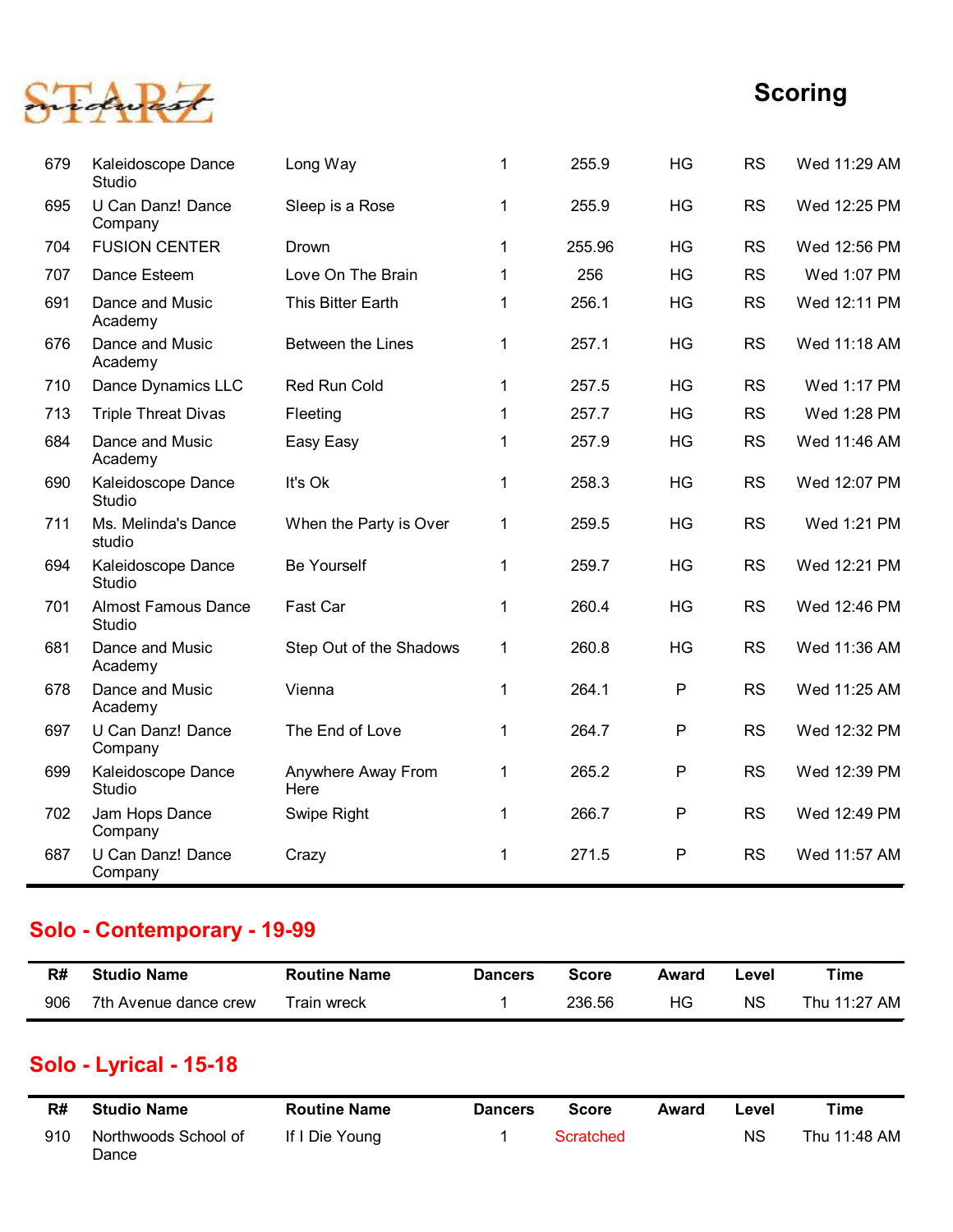# Scoring

| R# | Studio Name | Routine Name | Dancers | Score | Award | Level | Time |
|---|---|---|---|---|---|---|---|
| 679 | Kaleidoscope Dance Studio | Long Way | 1 | 255.9 | HG | RS | Wed 11:29 AM |
| 695 | U Can Danz! Dance Company | Sleep is a Rose | 1 | 255.9 | HG | RS | Wed 12:25 PM |
| 704 | FUSION CENTER | Drown | 1 | 255.96 | HG | RS | Wed 12:56 PM |
| 707 | Dance Esteem | Love On The Brain | 1 | 256 | HG | RS | Wed 1:07 PM |
| 691 | Dance and Music Academy | This Bitter Earth | 1 | 256.1 | HG | RS | Wed 12:11 PM |
| 676 | Dance and Music Academy | Between the Lines | 1 | 257.1 | HG | RS | Wed 11:18 AM |
| 710 | Dance Dynamics LLC | Red Run Cold | 1 | 257.5 | HG | RS | Wed 1:17 PM |
| 713 | Triple Threat Divas | Fleeting | 1 | 257.7 | HG | RS | Wed 1:28 PM |
| 684 | Dance and Music Academy | Easy Easy | 1 | 257.9 | HG | RS | Wed 11:46 AM |
| 690 | Kaleidoscope Dance Studio | It's Ok | 1 | 258.3 | HG | RS | Wed 12:07 PM |
| 711 | Ms. Melinda's Dance studio | When the Party is Over | 1 | 259.5 | HG | RS | Wed 1:21 PM |
| 694 | Kaleidoscope Dance Studio | Be Yourself | 1 | 259.7 | HG | RS | Wed 12:21 PM |
| 701 | Almost Famous Dance Studio | Fast Car | 1 | 260.4 | HG | RS | Wed 12:46 PM |
| 681 | Dance and Music Academy | Step Out of the Shadows | 1 | 260.8 | HG | RS | Wed 11:36 AM |
| 678 | Dance and Music Academy | Vienna | 1 | 264.1 | P | RS | Wed 11:25 AM |
| 697 | U Can Danz! Dance Company | The End of Love | 1 | 264.7 | P | RS | Wed 12:32 PM |
| 699 | Kaleidoscope Dance Studio | Anywhere Away From Here | 1 | 265.2 | P | RS | Wed 12:39 PM |
| 702 | Jam Hops Dance Company | Swipe Right | 1 | 266.7 | P | RS | Wed 12:49 PM |
| 687 | U Can Danz! Dance Company | Crazy | 1 | 271.5 | P | RS | Wed 11:57 AM |

## Solo - Contemporary - 19-99

| R# | Studio Name | Routine Name | Dancers | Score | Award | Level | Time |
|---|---|---|---|---|---|---|---|
| 906 | 7th Avenue dance crew | Train wreck | 1 | 236.56 | HG | NS | Thu 11:27 AM |

## Solo - Lyrical - 15-18

| R# | Studio Name | Routine Name | Dancers | Score | Award | Level | Time |
|---|---|---|---|---|---|---|---|
| 910 | Northwoods School of Dance | If I Die Young | 1 | Scratched | | NS | Thu 11:48 AM |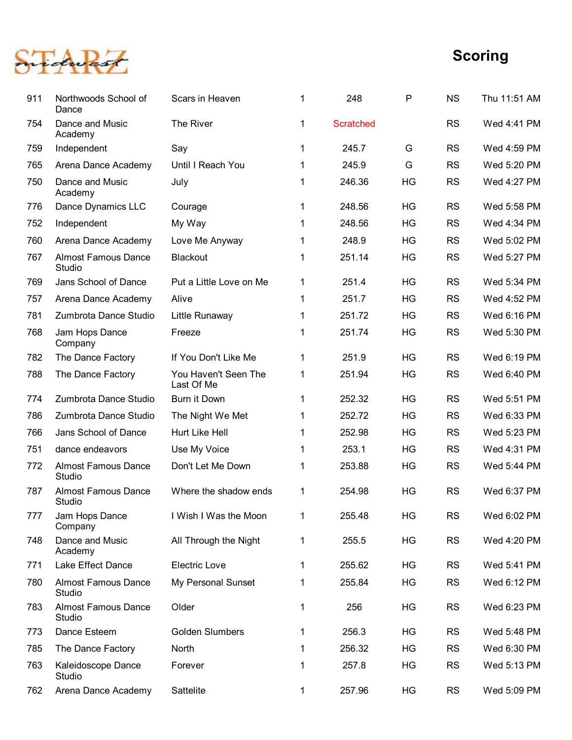# Scoring

| | | | | | | | |
|---|---|---|---|---|---|---|---|
| 911 | Northwoods School of Dance | Scars in Heaven | 1 | 248 | P | NS | Thu 11:51 AM |
| 754 | Dance and Music Academy | The River | 1 | Scratched | | RS | Wed 4:41 PM |
| 759 | Independent | Say | 1 | 245.7 | G | RS | Wed 4:59 PM |
| 765 | Arena Dance Academy | Until I Reach You | 1 | 245.9 | G | RS | Wed 5:20 PM |
| 750 | Dance and Music Academy | July | 1 | 246.36 | HG | RS | Wed 4:27 PM |
| 776 | Dance Dynamics LLC | Courage | 1 | 248.56 | HG | RS | Wed 5:58 PM |
| 752 | Independent | My Way | 1 | 248.56 | HG | RS | Wed 4:34 PM |
| 760 | Arena Dance Academy | Love Me Anyway | 1 | 248.9 | HG | RS | Wed 5:02 PM |
| 767 | Almost Famous Dance Studio | Blackout | 1 | 251.14 | HG | RS | Wed 5:27 PM |
| 769 | Jans School of Dance | Put a Little Love on Me | 1 | 251.4 | HG | RS | Wed 5:34 PM |
| 757 | Arena Dance Academy | Alive | 1 | 251.7 | HG | RS | Wed 4:52 PM |
| 781 | Zumbrota Dance Studio | Little Runaway | 1 | 251.72 | HG | RS | Wed 6:16 PM |
| 768 | Jam Hops Dance Company | Freeze | 1 | 251.74 | HG | RS | Wed 5:30 PM |
| 782 | The Dance Factory | If You Don't Like Me | 1 | 251.9 | HG | RS | Wed 6:19 PM |
| 788 | The Dance Factory | You Haven't Seen The Last Of Me | 1 | 251.94 | HG | RS | Wed 6:40 PM |
| 774 | Zumbrota Dance Studio | Burn it Down | 1 | 252.32 | HG | RS | Wed 5:51 PM |
| 786 | Zumbrota Dance Studio | The Night We Met | 1 | 252.72 | HG | RS | Wed 6:33 PM |
| 766 | Jans School of Dance | Hurt Like Hell | 1 | 252.98 | HG | RS | Wed 5:23 PM |
| 751 | dance endeavors | Use My Voice | 1 | 253.1 | HG | RS | Wed 4:31 PM |
| 772 | Almost Famous Dance Studio | Don't Let Me Down | 1 | 253.88 | HG | RS | Wed 5:44 PM |
| 787 | Almost Famous Dance Studio | Where the shadow ends | 1 | 254.98 | HG | RS | Wed 6:37 PM |
| 777 | Jam Hops Dance Company | I Wish I Was the Moon | 1 | 255.48 | HG | RS | Wed 6:02 PM |
| 748 | Dance and Music Academy | All Through the Night | 1 | 255.5 | HG | RS | Wed 4:20 PM |
| 771 | Lake Effect Dance | Electric Love | 1 | 255.62 | HG | RS | Wed 5:41 PM |
| 780 | Almost Famous Dance Studio | My Personal Sunset | 1 | 255.84 | HG | RS | Wed 6:12 PM |
| 783 | Almost Famous Dance Studio | Older | 1 | 256 | HG | RS | Wed 6:23 PM |
| 773 | Dance Esteem | Golden Slumbers | 1 | 256.3 | HG | RS | Wed 5:48 PM |
| 785 | The Dance Factory | North | 1 | 256.32 | HG | RS | Wed 6:30 PM |
| 763 | Kaleidoscope Dance Studio | Forever | 1 | 257.8 | HG | RS | Wed 5:13 PM |
| 762 | Arena Dance Academy | Sattelite | 1 | 257.96 | HG | RS | Wed 5:09 PM |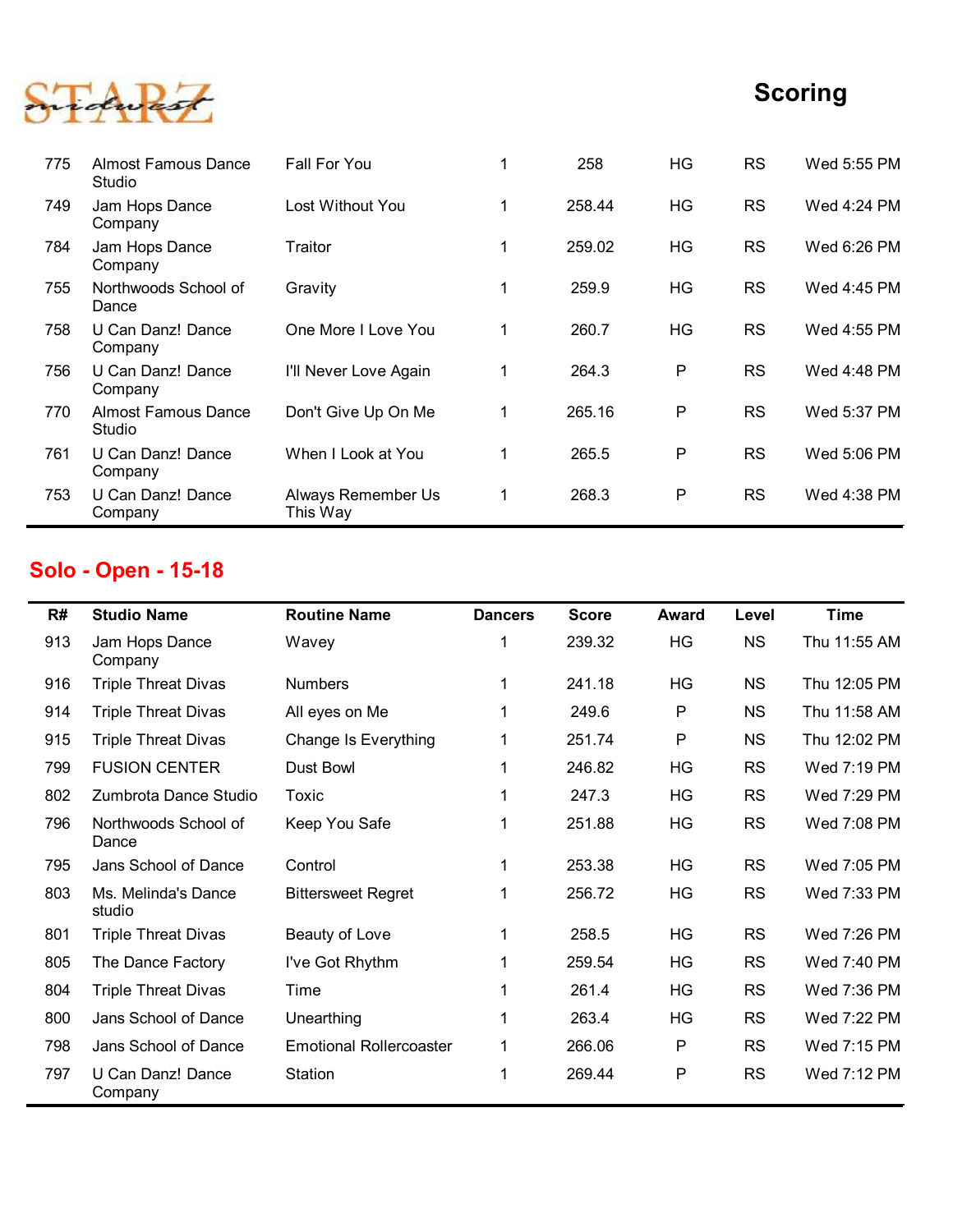## Scoring

| R# | Studio Name | Routine Name | Dancers | Score | Award | Level | Time |
|---|---|---|---|---|---|---|---|
| 775 | Almost Famous Dance Studio | Fall For You | 1 | 258 | HG | RS | Wed 5:55 PM |
| 749 | Jam Hops Dance Company | Lost Without You | 1 | 258.44 | HG | RS | Wed 4:24 PM |
| 784 | Jam Hops Dance Company | Traitor | 1 | 259.02 | HG | RS | Wed 6:26 PM |
| 755 | Northwoods School of Dance | Gravity | 1 | 259.9 | HG | RS | Wed 4:45 PM |
| 758 | U Can Danz! Dance Company | One More I Love You | 1 | 260.7 | HG | RS | Wed 4:55 PM |
| 756 | U Can Danz! Dance Company | I'll Never Love Again | 1 | 264.3 | P | RS | Wed 4:48 PM |
| 770 | Almost Famous Dance Studio | Don't Give Up On Me | 1 | 265.16 | P | RS | Wed 5:37 PM |
| 761 | U Can Danz! Dance Company | When I Look at You | 1 | 265.5 | P | RS | Wed 5:06 PM |
| 753 | U Can Danz! Dance Company | Always Remember Us This Way | 1 | 268.3 | P | RS | Wed 4:38 PM |

## Solo - Open - 15-18

| R# | Studio Name | Routine Name | Dancers | Score | Award | Level | Time |
|---|---|---|---|---|---|---|---|
| 913 | Jam Hops Dance Company | Wavey | 1 | 239.32 | HG | NS | Thu 11:55 AM |
| 916 | Triple Threat Divas | Numbers | 1 | 241.18 | HG | NS | Thu 12:05 PM |
| 914 | Triple Threat Divas | All eyes on Me | 1 | 249.6 | P | NS | Thu 11:58 AM |
| 915 | Triple Threat Divas | Change Is Everything | 1 | 251.74 | P | NS | Thu 12:02 PM |
| 799 | FUSION CENTER | Dust Bowl | 1 | 246.82 | HG | RS | Wed 7:19 PM |
| 802 | Zumbrota Dance Studio | Toxic | 1 | 247.3 | HG | RS | Wed 7:29 PM |
| 796 | Northwoods School of Dance | Keep You Safe | 1 | 251.88 | HG | RS | Wed 7:08 PM |
| 795 | Jans School of Dance | Control | 1 | 253.38 | HG | RS | Wed 7:05 PM |
| 803 | Ms. Melinda's Dance studio | Bittersweet Regret | 1 | 256.72 | HG | RS | Wed 7:33 PM |
| 801 | Triple Threat Divas | Beauty of Love | 1 | 258.5 | HG | RS | Wed 7:26 PM |
| 805 | The Dance Factory | I've Got Rhythm | 1 | 259.54 | HG | RS | Wed 7:40 PM |
| 804 | Triple Threat Divas | Time | 1 | 261.4 | HG | RS | Wed 7:36 PM |
| 800 | Jans School of Dance | Unearthing | 1 | 263.4 | HG | RS | Wed 7:22 PM |
| 798 | Jans School of Dance | Emotional Rollercoaster | 1 | 266.06 | P | RS | Wed 7:15 PM |
| 797 | U Can Danz! Dance Company | Station | 1 | 269.44 | P | RS | Wed 7:12 PM |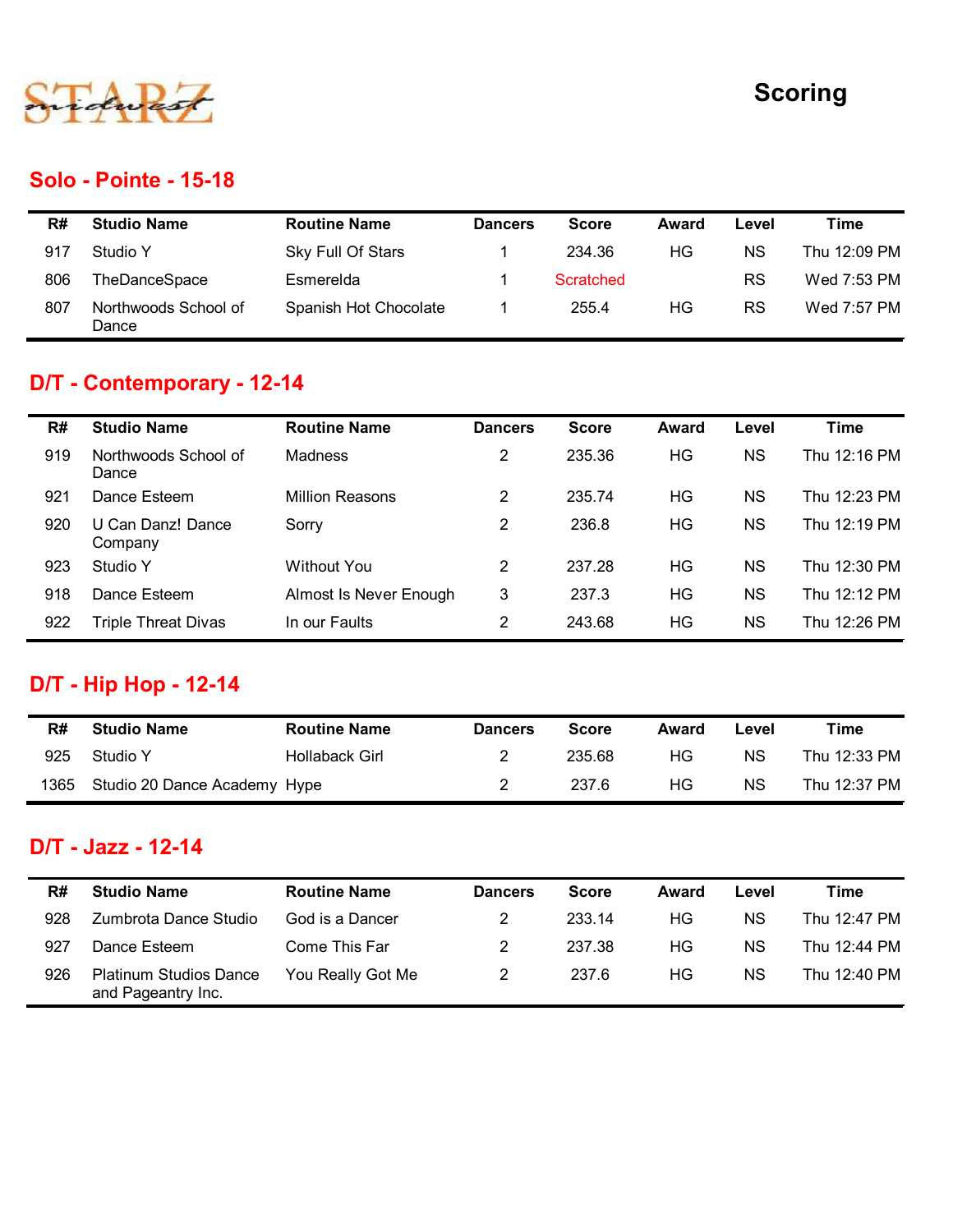STARZ midwest

# Scoring

## Solo - Pointe - 15-18

| R# | Studio Name | Routine Name | Dancers | Score | Award | Level | Time |
|---|---|---|---|---|---|---|---|
| 917 | Studio Y | Sky Full Of Stars | 1 | 234.36 | HG | NS | Thu 12:09 PM |
| 806 | TheDanceSpace | Esmerelda | 1 | Scratched | | RS | Wed 7:53 PM |
| 807 | Northwoods School of Dance | Spanish Hot Chocolate | 1 | 255.4 | HG | RS | Wed 7:57 PM |

## D/T - Contemporary - 12-14

| R# | Studio Name | Routine Name | Dancers | Score | Award | Level | Time |
|---|---|---|---|---|---|---|---|
| 919 | Northwoods School of Dance | Madness | 2 | 235.36 | HG | NS | Thu 12:16 PM |
| 921 | Dance Esteem | Million Reasons | 2 | 235.74 | HG | NS | Thu 12:23 PM |
| 920 | U Can Danz! Dance Company | Sorry | 2 | 236.8 | HG | NS | Thu 12:19 PM |
| 923 | Studio Y | Without You | 2 | 237.28 | HG | NS | Thu 12:30 PM |
| 918 | Dance Esteem | Almost Is Never Enough | 3 | 237.3 | HG | NS | Thu 12:12 PM |
| 922 | Triple Threat Divas | In our Faults | 2 | 243.68 | HG | NS | Thu 12:26 PM |

## D/T - Hip Hop - 12-14

| R# | Studio Name | Routine Name | Dancers | Score | Award | Level | Time |
|---|---|---|---|---|---|---|---|
| 925 | Studio Y | Hollaback Girl | 2 | 235.68 | HG | NS | Thu 12:33 PM |
| 1365 | Studio 20 Dance Academy | Hype | 2 | 237.6 | HG | NS | Thu 12:37 PM |

## D/T - Jazz - 12-14

| R# | Studio Name | Routine Name | Dancers | Score | Award | Level | Time |
|---|---|---|---|---|---|---|---|
| 928 | Zumbrota Dance Studio | God is a Dancer | 2 | 233.14 | HG | NS | Thu 12:47 PM |
| 927 | Dance Esteem | Come This Far | 2 | 237.38 | HG | NS | Thu 12:44 PM |
| 926 | Platinum Studios Dance and Pageantry Inc. | You Really Got Me | 2 | 237.6 | HG | NS | Thu 12:40 PM |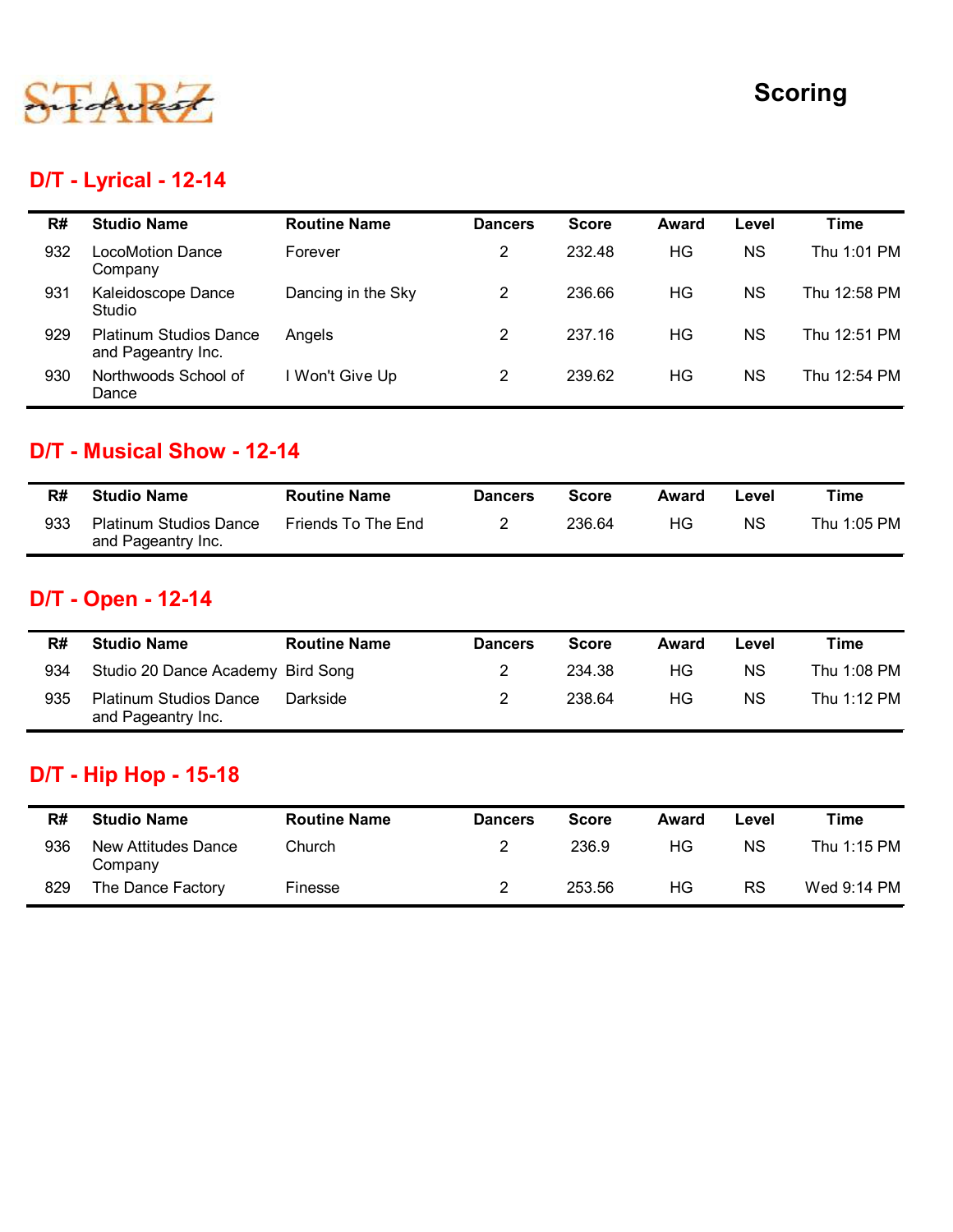# Scoring

## D/T - Lyrical - 12-14

| R# | Studio Name | Routine Name | Dancers | Score | Award | Level | Time |
|---|---|---|---|---|---|---|---|
| 932 | LocoMotion Dance Company | Forever | 2 | 232.48 | HG | NS | Thu 1:01 PM |
| 931 | Kaleidoscope Dance Studio | Dancing in the Sky | 2 | 236.66 | HG | NS | Thu 12:58 PM |
| 929 | Platinum Studios Dance and Pageantry Inc. | Angels | 2 | 237.16 | HG | NS | Thu 12:51 PM |
| 930 | Northwoods School of Dance | I Won't Give Up | 2 | 239.62 | HG | NS | Thu 12:54 PM |

## D/T - Musical Show - 12-14

| R# | Studio Name | Routine Name | Dancers | Score | Award | Level | Time |
|---|---|---|---|---|---|---|---|
| 933 | Platinum Studios Dance and Pageantry Inc. | Friends To The End | 2 | 236.64 | HG | NS | Thu 1:05 PM |

## D/T - Open - 12-14

| R# | Studio Name | Routine Name | Dancers | Score | Award | Level | Time |
|---|---|---|---|---|---|---|---|
| 934 | Studio 20 Dance Academy | Bird Song | 2 | 234.38 | HG | NS | Thu 1:08 PM |
| 935 | Platinum Studios Dance and Pageantry Inc. | Darkside | 2 | 238.64 | HG | NS | Thu 1:12 PM |

## D/T - Hip Hop - 15-18

| R# | Studio Name | Routine Name | Dancers | Score | Award | Level | Time |
|---|---|---|---|---|---|---|---|
| 936 | New Attitudes Dance Company | Church | 2 | 236.9 | HG | NS | Thu 1:15 PM |
| 829 | The Dance Factory | Finesse | 2 | 253.56 | HG | RS | Wed 9:14 PM |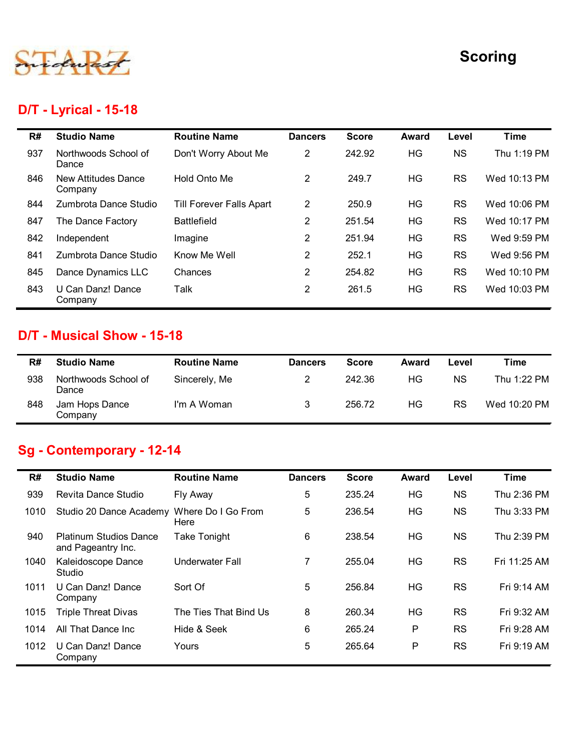STARZ midwest

# Scoring

## D/T - Lyrical - 15-18

| R# | Studio Name | Routine Name | Dancers | Score | Award | Level | Time |
|---|---|---|---|---|---|---|---|
| 937 | Northwoods School of Dance | Don't Worry About Me | 2 | 242.92 | HG | NS | Thu 1:19 PM |
| 846 | New Attitudes Dance Company | Hold Onto Me | 2 | 249.7 | HG | RS | Wed 10:13 PM |
| 844 | Zumbrota Dance Studio | Till Forever Falls Apart | 2 | 250.9 | HG | RS | Wed 10:06 PM |
| 847 | The Dance Factory | Battlefield | 2 | 251.54 | HG | RS | Wed 10:17 PM |
| 842 | Independent | Imagine | 2 | 251.94 | HG | RS | Wed 9:59 PM |
| 841 | Zumbrota Dance Studio | Know Me Well | 2 | 252.1 | HG | RS | Wed 9:56 PM |
| 845 | Dance Dynamics LLC | Chances | 2 | 254.82 | HG | RS | Wed 10:10 PM |
| 843 | U Can Danz! Dance Company | Talk | 2 | 261.5 | HG | RS | Wed 10:03 PM |

## D/T - Musical Show - 15-18

| R# | Studio Name | Routine Name | Dancers | Score | Award | Level | Time |
|---|---|---|---|---|---|---|---|
| 938 | Northwoods School of Dance | Sincerely, Me | 2 | 242.36 | HG | NS | Thu 1:22 PM |
| 848 | Jam Hops Dance Company | I'm A Woman | 3 | 256.72 | HG | RS | Wed 10:20 PM |

## Sg - Contemporary - 12-14

| R# | Studio Name | Routine Name | Dancers | Score | Award | Level | Time |
|---|---|---|---|---|---|---|---|
| 939 | Revita Dance Studio | Fly Away | 5 | 235.24 | HG | NS | Thu 2:36 PM |
| 1010 | Studio 20 Dance Academy | Where Do I Go From Here | 5 | 236.54 | HG | NS | Thu 3:33 PM |
| 940 | Platinum Studios Dance and Pageantry Inc. | Take Tonight | 6 | 238.54 | HG | NS | Thu 2:39 PM |
| 1040 | Kaleidoscope Dance Studio | Underwater Fall | 7 | 255.04 | HG | RS | Fri 11:25 AM |
| 1011 | U Can Danz! Dance Company | Sort Of | 5 | 256.84 | HG | RS | Fri 9:14 AM |
| 1015 | Triple Threat Divas | The Ties That Bind Us | 8 | 260.34 | HG | RS | Fri 9:32 AM |
| 1014 | All That Dance Inc | Hide & Seek | 6 | 265.24 | P | RS | Fri 9:28 AM |
| 1012 | U Can Danz! Dance Company | Yours | 5 | 265.64 | P | RS | Fri 9:19 AM |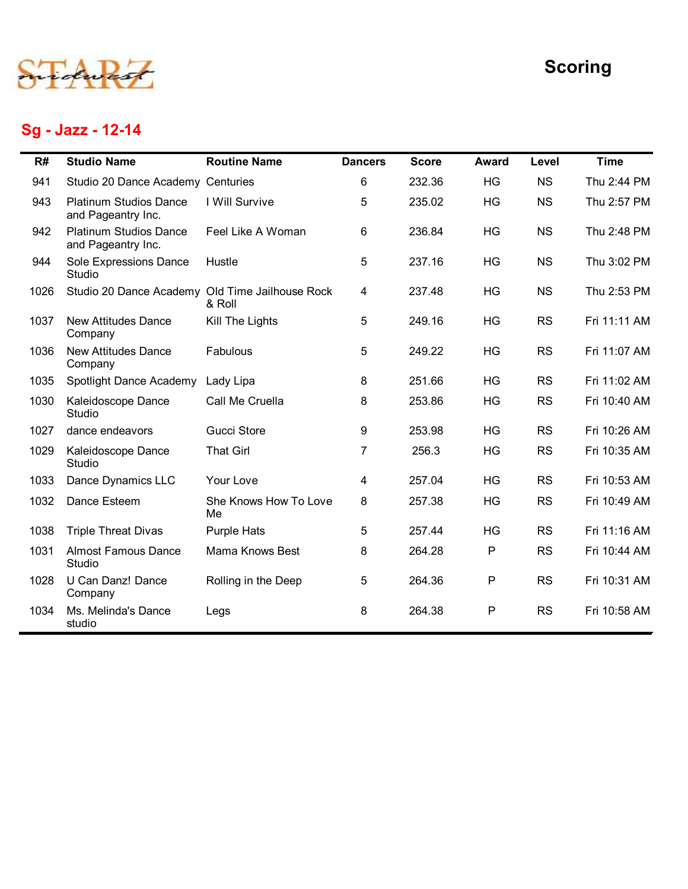STARZ midwest

# Scoring

## Sg - Jazz - 12-14

| R# | Studio Name | Routine Name | Dancers | Score | Award | Level | Time |
|---|---|---|---|---|---|---|---|
| 941 | Studio 20 Dance Academy | Centuries | 6 | 232.36 | HG | NS | Thu 2:44 PM |
| 943 | Platinum Studios Dance and Pageantry Inc. | I Will Survive | 5 | 235.02 | HG | NS | Thu 2:57 PM |
| 942 | Platinum Studios Dance and Pageantry Inc. | Feel Like A Woman | 6 | 236.84 | HG | NS | Thu 2:48 PM |
| 944 | Sole Expressions Dance Studio | Hustle | 5 | 237.16 | HG | NS | Thu 3:02 PM |
| 1026 | Studio 20 Dance Academy | Old Time Jailhouse Rock & Roll | 4 | 237.48 | HG | NS | Thu 2:53 PM |
| 1037 | New Attitudes Dance Company | Kill The Lights | 5 | 249.16 | HG | RS | Fri 11:11 AM |
| 1036 | New Attitudes Dance Company | Fabulous | 5 | 249.22 | HG | RS | Fri 11:07 AM |
| 1035 | Spotlight Dance Academy | Lady Lipa | 8 | 251.66 | HG | RS | Fri 11:02 AM |
| 1030 | Kaleidoscope Dance Studio | Call Me Cruella | 8 | 253.86 | HG | RS | Fri 10:40 AM |
| 1027 | dance endeavors | Gucci Store | 9 | 253.98 | HG | RS | Fri 10:26 AM |
| 1029 | Kaleidoscope Dance Studio | That Girl | 7 | 256.3 | HG | RS | Fri 10:35 AM |
| 1033 | Dance Dynamics LLC | Your Love | 4 | 257.04 | HG | RS | Fri 10:53 AM |
| 1032 | Dance Esteem | She Knows How To Love Me | 8 | 257.38 | HG | RS | Fri 10:49 AM |
| 1038 | Triple Threat Divas | Purple Hats | 5 | 257.44 | HG | RS | Fri 11:16 AM |
| 1031 | Almost Famous Dance Studio | Mama Knows Best | 8 | 264.28 | P | RS | Fri 10:44 AM |
| 1028 | U Can Danz! Dance Company | Rolling in the Deep | 5 | 264.36 | P | RS | Fri 10:31 AM |
| 1034 | Ms. Melinda's Dance studio | Legs | 8 | 264.38 | P | RS | Fri 10:58 AM |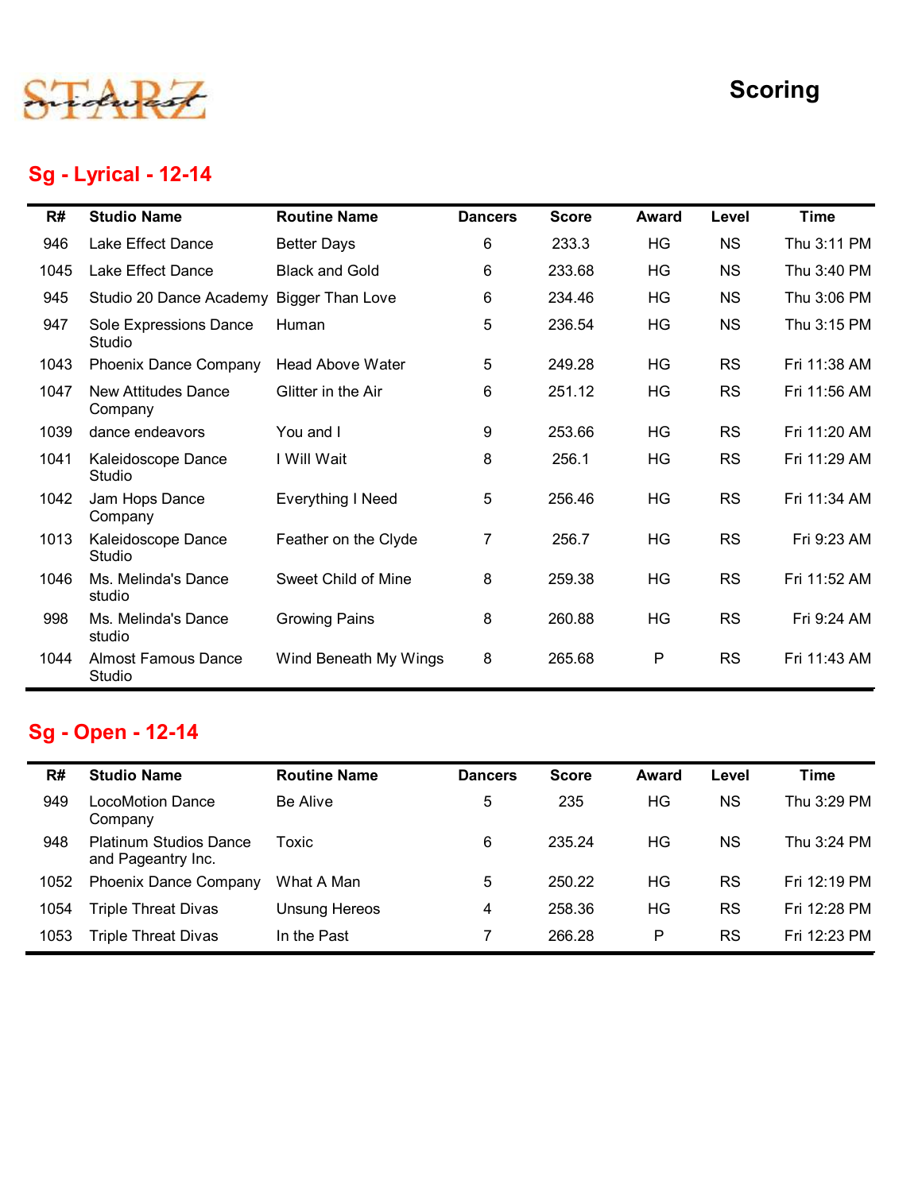STARZ midwest

# Scoring

## Sg - Lyrical - 12-14

| R# | Studio Name | Routine Name | Dancers | Score | Award | Level | Time |
|---|---|---|---|---|---|---|---|
| 946 | Lake Effect Dance | Better Days | 6 | 233.3 | HG | NS | Thu 3:11 PM |
| 1045 | Lake Effect Dance | Black and Gold | 6 | 233.68 | HG | NS | Thu 3:40 PM |
| 945 | Studio 20 Dance Academy | Bigger Than Love | 6 | 234.46 | HG | NS | Thu 3:06 PM |
| 947 | Sole Expressions Dance Studio | Human | 5 | 236.54 | HG | NS | Thu 3:15 PM |
| 1043 | Phoenix Dance Company | Head Above Water | 5 | 249.28 | HG | RS | Fri 11:38 AM |
| 1047 | New Attitudes Dance Company | Glitter in the Air | 6 | 251.12 | HG | RS | Fri 11:56 AM |
| 1039 | dance endeavors | You and I | 9 | 253.66 | HG | RS | Fri 11:20 AM |
| 1041 | Kaleidoscope Dance Studio | I Will Wait | 8 | 256.1 | HG | RS | Fri 11:29 AM |
| 1042 | Jam Hops Dance Company | Everything I Need | 5 | 256.46 | HG | RS | Fri 11:34 AM |
| 1013 | Kaleidoscope Dance Studio | Feather on the Clyde | 7 | 256.7 | HG | RS | Fri 9:23 AM |
| 1046 | Ms. Melinda's Dance studio | Sweet Child of Mine | 8 | 259.38 | HG | RS | Fri 11:52 AM |
| 998 | Ms. Melinda's Dance studio | Growing Pains | 8 | 260.88 | HG | RS | Fri 9:24 AM |
| 1044 | Almost Famous Dance Studio | Wind Beneath My Wings | 8 | 265.68 | P | RS | Fri 11:43 AM |

## Sg - Open - 12-14

| R# | Studio Name | Routine Name | Dancers | Score | Award | Level | Time |
|---|---|---|---|---|---|---|---|
| 949 | LocoMotion Dance Company | Be Alive | 5 | 235 | HG | NS | Thu 3:29 PM |
| 948 | Platinum Studios Dance and Pageantry Inc. | Toxic | 6 | 235.24 | HG | NS | Thu 3:24 PM |
| 1052 | Phoenix Dance Company | What A Man | 5 | 250.22 | HG | RS | Fri 12:19 PM |
| 1054 | Triple Threat Divas | Unsung Hereos | 4 | 258.36 | HG | RS | Fri 12:28 PM |
| 1053 | Triple Threat Divas | In the Past | 7 | 266.28 | P | RS | Fri 12:23 PM |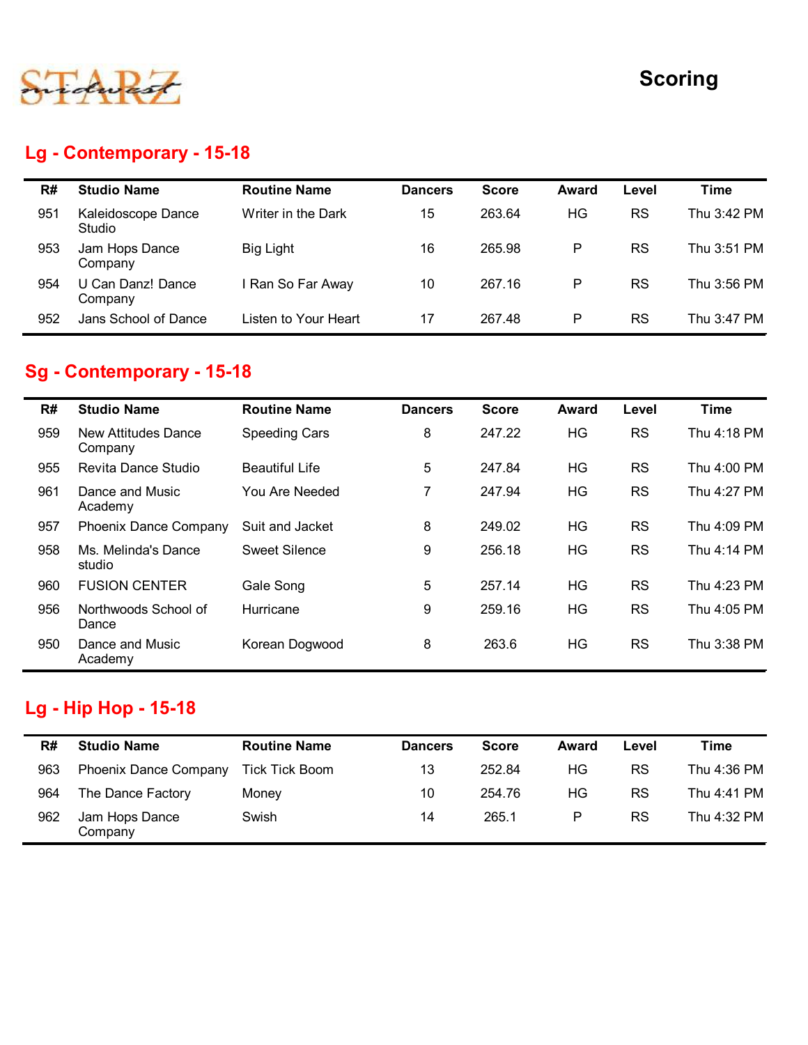STARZ midwest

# Scoring

## Lg - Contemporary - 15-18

| R# | Studio Name | Routine Name | Dancers | Score | Award | Level | Time |
|---|---|---|---|---|---|---|---|
| 951 | Kaleidoscope Dance Studio | Writer in the Dark | 15 | 263.64 | HG | RS | Thu 3:42 PM |
| 953 | Jam Hops Dance Company | Big Light | 16 | 265.98 | P | RS | Thu 3:51 PM |
| 954 | U Can Danz! Dance Company | I Ran So Far Away | 10 | 267.16 | P | RS | Thu 3:56 PM |
| 952 | Jans School of Dance | Listen to Your Heart | 17 | 267.48 | P | RS | Thu 3:47 PM |

## Sg - Contemporary - 15-18

| R# | Studio Name | Routine Name | Dancers | Score | Award | Level | Time |
|---|---|---|---|---|---|---|---|
| 959 | New Attitudes Dance Company | Speeding Cars | 8 | 247.22 | HG | RS | Thu 4:18 PM |
| 955 | Revita Dance Studio | Beautiful Life | 5 | 247.84 | HG | RS | Thu 4:00 PM |
| 961 | Dance and Music Academy | You Are Needed | 7 | 247.94 | HG | RS | Thu 4:27 PM |
| 957 | Phoenix Dance Company | Suit and Jacket | 8 | 249.02 | HG | RS | Thu 4:09 PM |
| 958 | Ms. Melinda's Dance studio | Sweet Silence | 9 | 256.18 | HG | RS | Thu 4:14 PM |
| 960 | FUSION CENTER | Gale Song | 5 | 257.14 | HG | RS | Thu 4:23 PM |
| 956 | Northwoods School of Dance | Hurricane | 9 | 259.16 | HG | RS | Thu 4:05 PM |
| 950 | Dance and Music Academy | Korean Dogwood | 8 | 263.6 | HG | RS | Thu 3:38 PM |

## Lg - Hip Hop - 15-18

| R# | Studio Name | Routine Name | Dancers | Score | Award | Level | Time |
|---|---|---|---|---|---|---|---|
| 963 | Phoenix Dance Company | Tick Tick Boom | 13 | 252.84 | HG | RS | Thu 4:36 PM |
| 964 | The Dance Factory | Money | 10 | 254.76 | HG | RS | Thu 4:41 PM |
| 962 | Jam Hops Dance Company | Swish | 14 | 265.1 | P | RS | Thu 4:32 PM |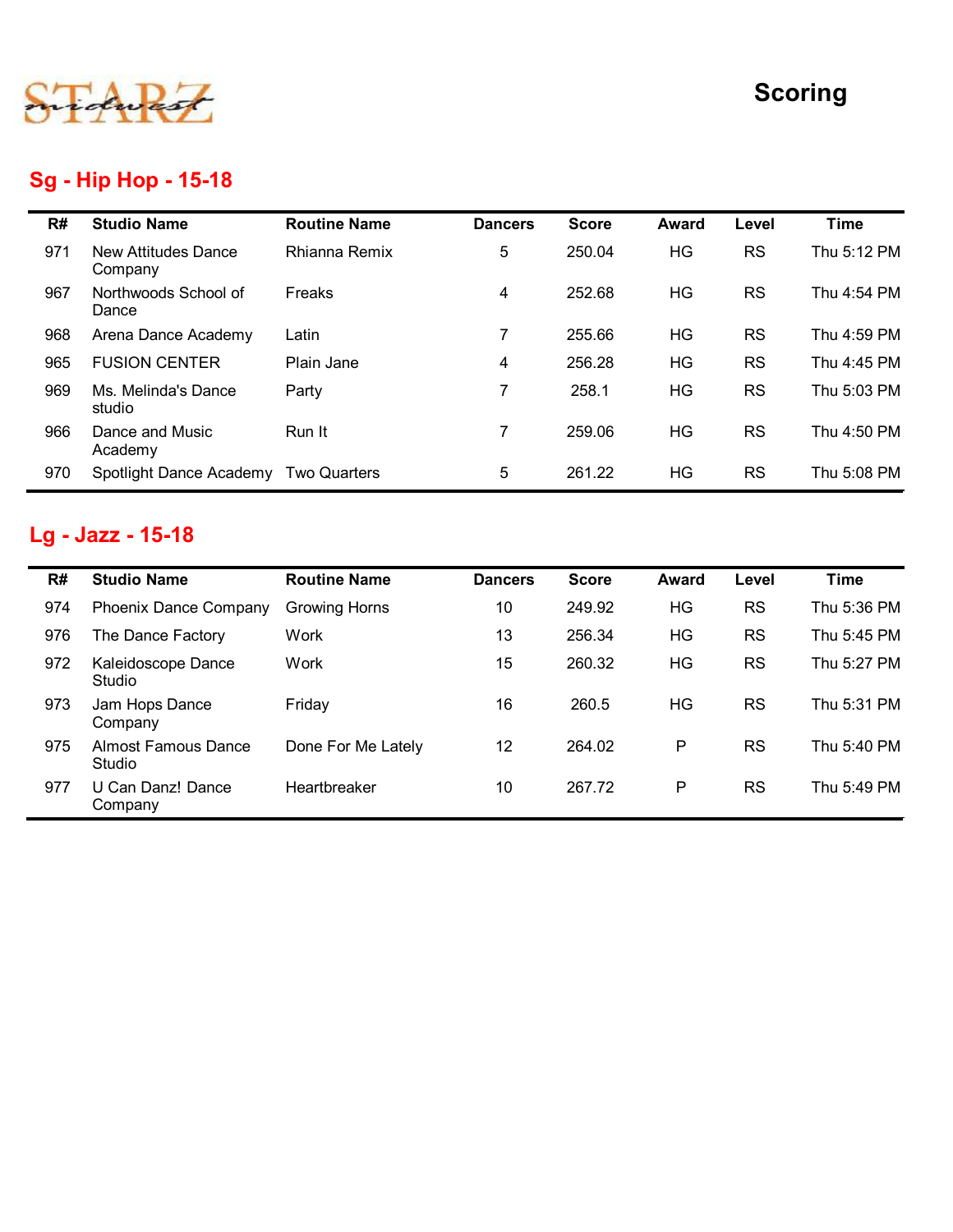STARZ midwest

# Scoring

## Sg - Hip Hop - 15-18

| R# | Studio Name | Routine Name | Dancers | Score | Award | Level | Time |
|---|---|---|---|---|---|---|---|
| 971 | New Attitudes Dance Company | Rhianna Remix | 5 | 250.04 | HG | RS | Thu 5:12 PM |
| 967 | Northwoods School of Dance | Freaks | 4 | 252.68 | HG | RS | Thu 4:54 PM |
| 968 | Arena Dance Academy | Latin | 7 | 255.66 | HG | RS | Thu 4:59 PM |
| 965 | FUSION CENTER | Plain Jane | 4 | 256.28 | HG | RS | Thu 4:45 PM |
| 969 | Ms. Melinda's Dance studio | Party | 7 | 258.1 | HG | RS | Thu 5:03 PM |
| 966 | Dance and Music Academy | Run It | 7 | 259.06 | HG | RS | Thu 4:50 PM |
| 970 | Spotlight Dance Academy | Two Quarters | 5 | 261.22 | HG | RS | Thu 5:08 PM |

## Lg - Jazz - 15-18

| R# | Studio Name | Routine Name | Dancers | Score | Award | Level | Time |
|---|---|---|---|---|---|---|---|
| 974 | Phoenix Dance Company | Growing Horns | 10 | 249.92 | HG | RS | Thu 5:36 PM |
| 976 | The Dance Factory | Work | 13 | 256.34 | HG | RS | Thu 5:45 PM |
| 972 | Kaleidoscope Dance Studio | Work | 15 | 260.32 | HG | RS | Thu 5:27 PM |
| 973 | Jam Hops Dance Company | Friday | 16 | 260.5 | HG | RS | Thu 5:31 PM |
| 975 | Almost Famous Dance Studio | Done For Me Lately | 12 | 264.02 | P | RS | Thu 5:40 PM |
| 977 | U Can Danz! Dance Company | Heartbreaker | 10 | 267.72 | P | RS | Thu 5:49 PM |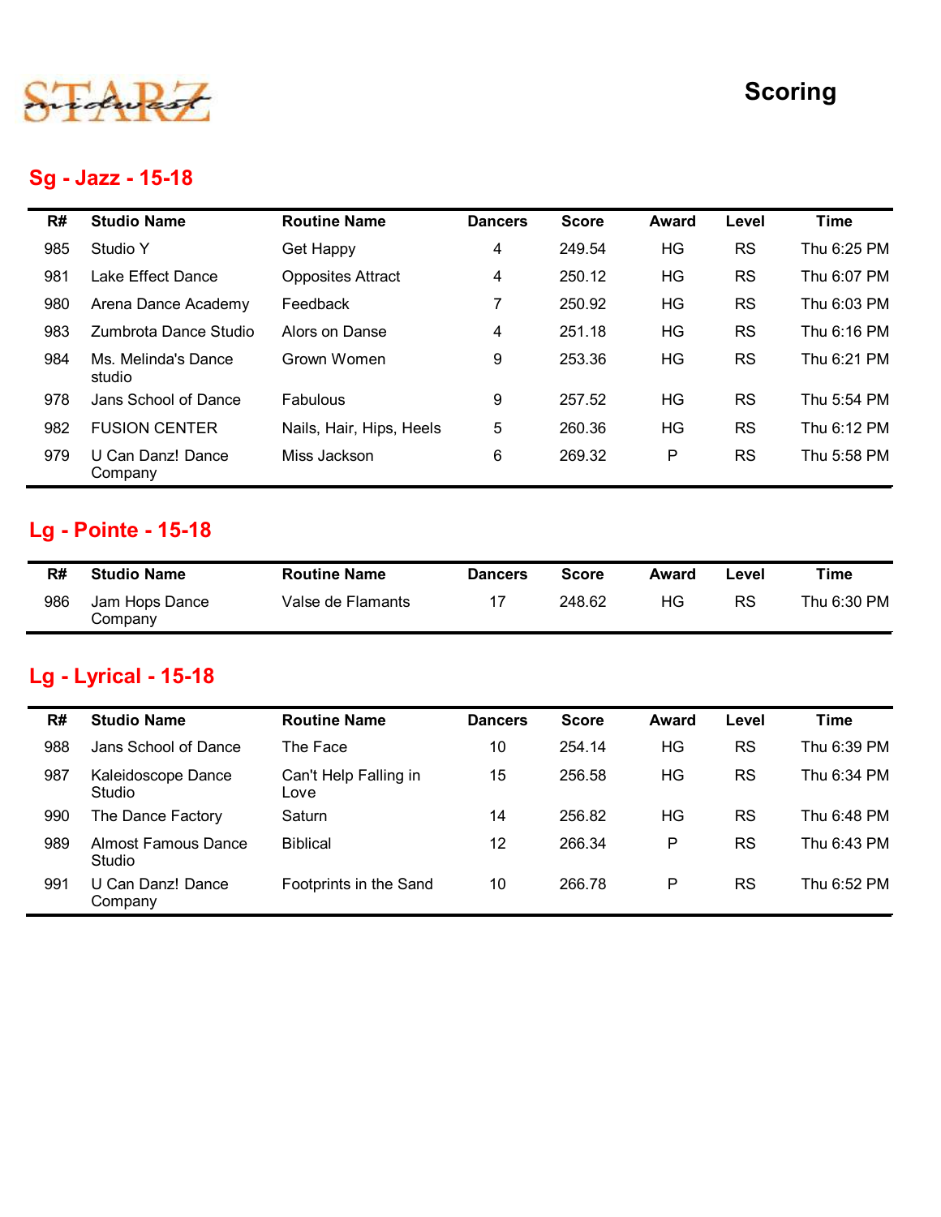# Scoring

## Sg - Jazz - 15-18

| R# | Studio Name | Routine Name | Dancers | Score | Award | Level | Time |
|---|---|---|---|---|---|---|---|
| 985 | Studio Y | Get Happy | 4 | 249.54 | HG | RS | Thu 6:25 PM |
| 981 | Lake Effect Dance | Opposites Attract | 4 | 250.12 | HG | RS | Thu 6:07 PM |
| 980 | Arena Dance Academy | Feedback | 7 | 250.92 | HG | RS | Thu 6:03 PM |
| 983 | Zumbrota Dance Studio | Alors on Danse | 4 | 251.18 | HG | RS | Thu 6:16 PM |
| 984 | Ms. Melinda's Dance studio | Grown Women | 9 | 253.36 | HG | RS | Thu 6:21 PM |
| 978 | Jans School of Dance | Fabulous | 9 | 257.52 | HG | RS | Thu 5:54 PM |
| 982 | FUSION CENTER | Nails, Hair, Hips, Heels | 5 | 260.36 | HG | RS | Thu 6:12 PM |
| 979 | U Can Danz! Dance Company | Miss Jackson | 6 | 269.32 | P | RS | Thu 5:58 PM |

## Lg - Pointe - 15-18

| R# | Studio Name | Routine Name | Dancers | Score | Award | Level | Time |
|---|---|---|---|---|---|---|---|
| 986 | Jam Hops Dance Company | Valse de Flamants | 17 | 248.62 | HG | RS | Thu 6:30 PM |

## Lg - Lyrical - 15-18

| R# | Studio Name | Routine Name | Dancers | Score | Award | Level | Time |
|---|---|---|---|---|---|---|---|
| 988 | Jans School of Dance | The Face | 10 | 254.14 | HG | RS | Thu 6:39 PM |
| 987 | Kaleidoscope Dance Studio | Can't Help Falling in Love | 15 | 256.58 | HG | RS | Thu 6:34 PM |
| 990 | The Dance Factory | Saturn | 14 | 256.82 | HG | RS | Thu 6:48 PM |
| 989 | Almost Famous Dance Studio | Biblical | 12 | 266.34 | P | RS | Thu 6:43 PM |
| 991 | U Can Danz! Dance Company | Footprints in the Sand | 10 | 266.78 | P | RS | Thu 6:52 PM |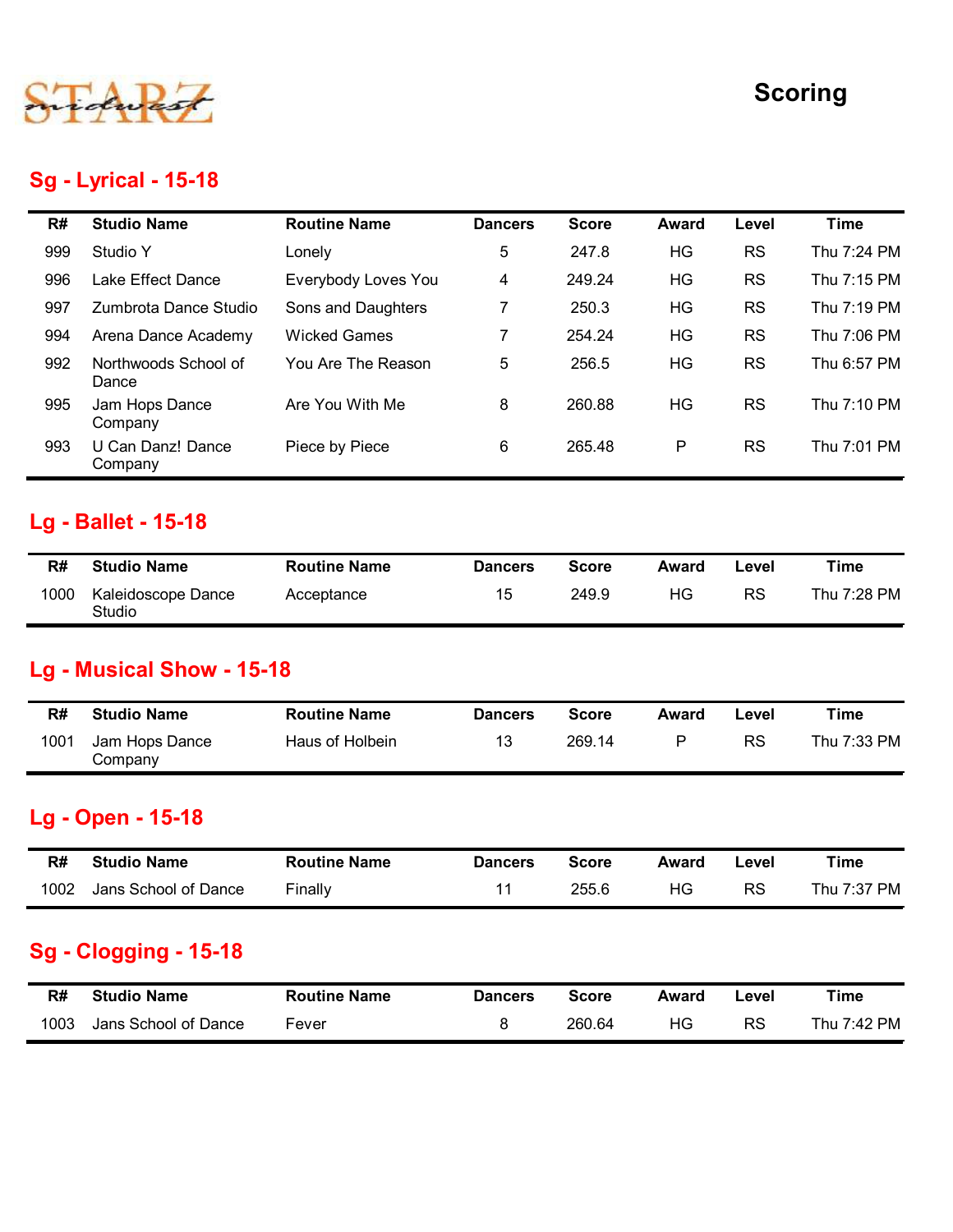STARZ midwest

# Scoring

## Sg - Lyrical - 15-18

| R# | Studio Name | Routine Name | Dancers | Score | Award | Level | Time |
|---|---|---|---|---|---|---|---|
| 999 | Studio Y | Lonely | 5 | 247.8 | HG | RS | Thu 7:24 PM |
| 996 | Lake Effect Dance | Everybody Loves You | 4 | 249.24 | HG | RS | Thu 7:15 PM |
| 997 | Zumbrota Dance Studio | Sons and Daughters | 7 | 250.3 | HG | RS | Thu 7:19 PM |
| 994 | Arena Dance Academy | Wicked Games | 7 | 254.24 | HG | RS | Thu 7:06 PM |
| 992 | Northwoods School of Dance | You Are The Reason | 5 | 256.5 | HG | RS | Thu 6:57 PM |
| 995 | Jam Hops Dance Company | Are You With Me | 8 | 260.88 | HG | RS | Thu 7:10 PM |
| 993 | U Can Danz! Dance Company | Piece by Piece | 6 | 265.48 | P | RS | Thu 7:01 PM |

## Lg - Ballet - 15-18

| R# | Studio Name | Routine Name | Dancers | Score | Award | Level | Time |
|---|---|---|---|---|---|---|---|
| 1000 | Kaleidoscope Dance Studio | Acceptance | 15 | 249.9 | HG | RS | Thu 7:28 PM |

## Lg - Musical Show - 15-18

| R# | Studio Name | Routine Name | Dancers | Score | Award | Level | Time |
|---|---|---|---|---|---|---|---|
| 1001 | Jam Hops Dance Company | Haus of Holbein | 13 | 269.14 | P | RS | Thu 7:33 PM |

## Lg - Open - 15-18

| R# | Studio Name | Routine Name | Dancers | Score | Award | Level | Time |
|---|---|---|---|---|---|---|---|
| 1002 | Jans School of Dance | Finally | 11 | 255.6 | HG | RS | Thu 7:37 PM |

## Sg - Clogging - 15-18

| R# | Studio Name | Routine Name | Dancers | Score | Award | Level | Time |
|---|---|---|---|---|---|---|---|
| 1003 | Jans School of Dance | Fever | 8 | 260.64 | HG | RS | Thu 7:42 PM |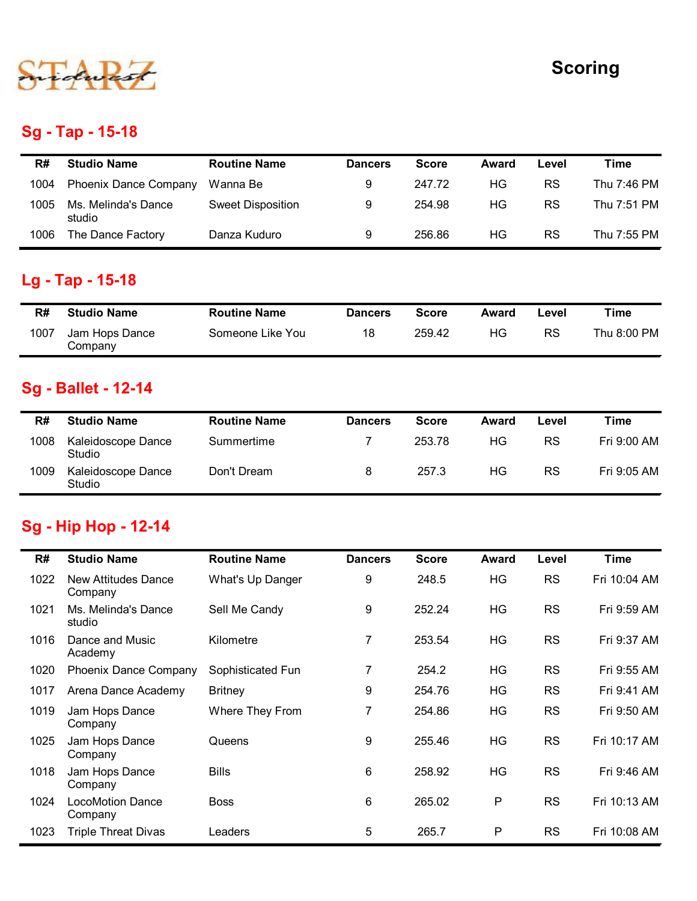STARZ midwest

# Scoring

## Sg - Tap - 15-18

| R# | Studio Name | Routine Name | Dancers | Score | Award | Level | Time |
|---|---|---|---|---|---|---|---|
| 1004 | Phoenix Dance Company | Wanna Be | 9 | 247.72 | HG | RS | Thu 7:46 PM |
| 1005 | Ms. Melinda's Dance studio | Sweet Disposition | 9 | 254.98 | HG | RS | Thu 7:51 PM |
| 1006 | The Dance Factory | Danza Kuduro | 9 | 256.86 | HG | RS | Thu 7:55 PM |

## Lg - Tap - 15-18

| R# | Studio Name | Routine Name | Dancers | Score | Award | Level | Time |
|---|---|---|---|---|---|---|---|
| 1007 | Jam Hops Dance Company | Someone Like You | 18 | 259.42 | HG | RS | Thu 8:00 PM |

## Sg - Ballet - 12-14

| R# | Studio Name | Routine Name | Dancers | Score | Award | Level | Time |
|---|---|---|---|---|---|---|---|
| 1008 | Kaleidoscope Dance Studio | Summertime | 7 | 253.78 | HG | RS | Fri 9:00 AM |
| 1009 | Kaleidoscope Dance Studio | Don't Dream | 8 | 257.3 | HG | RS | Fri 9:05 AM |

## Sg - Hip Hop - 12-14

| R# | Studio Name | Routine Name | Dancers | Score | Award | Level | Time |
|---|---|---|---|---|---|---|---|
| 1022 | New Attitudes Dance Company | What's Up Danger | 9 | 248.5 | HG | RS | Fri 10:04 AM |
| 1021 | Ms. Melinda's Dance studio | Sell Me Candy | 9 | 252.24 | HG | RS | Fri 9:59 AM |
| 1016 | Dance and Music Academy | Kilometre | 7 | 253.54 | HG | RS | Fri 9:37 AM |
| 1020 | Phoenix Dance Company | Sophisticated Fun | 7 | 254.2 | HG | RS | Fri 9:55 AM |
| 1017 | Arena Dance Academy | Britney | 9 | 254.76 | HG | RS | Fri 9:41 AM |
| 1019 | Jam Hops Dance Company | Where They From | 7 | 254.86 | HG | RS | Fri 9:50 AM |
| 1025 | Jam Hops Dance Company | Queens | 9 | 255.46 | HG | RS | Fri 10:17 AM |
| 1018 | Jam Hops Dance Company | Bills | 6 | 258.92 | HG | RS | Fri 9:46 AM |
| 1024 | LocoMotion Dance Company | Boss | 6 | 265.02 | P | RS | Fri 10:13 AM |
| 1023 | Triple Threat Divas | Leaders | 5 | 265.7 | P | RS | Fri 10:08 AM |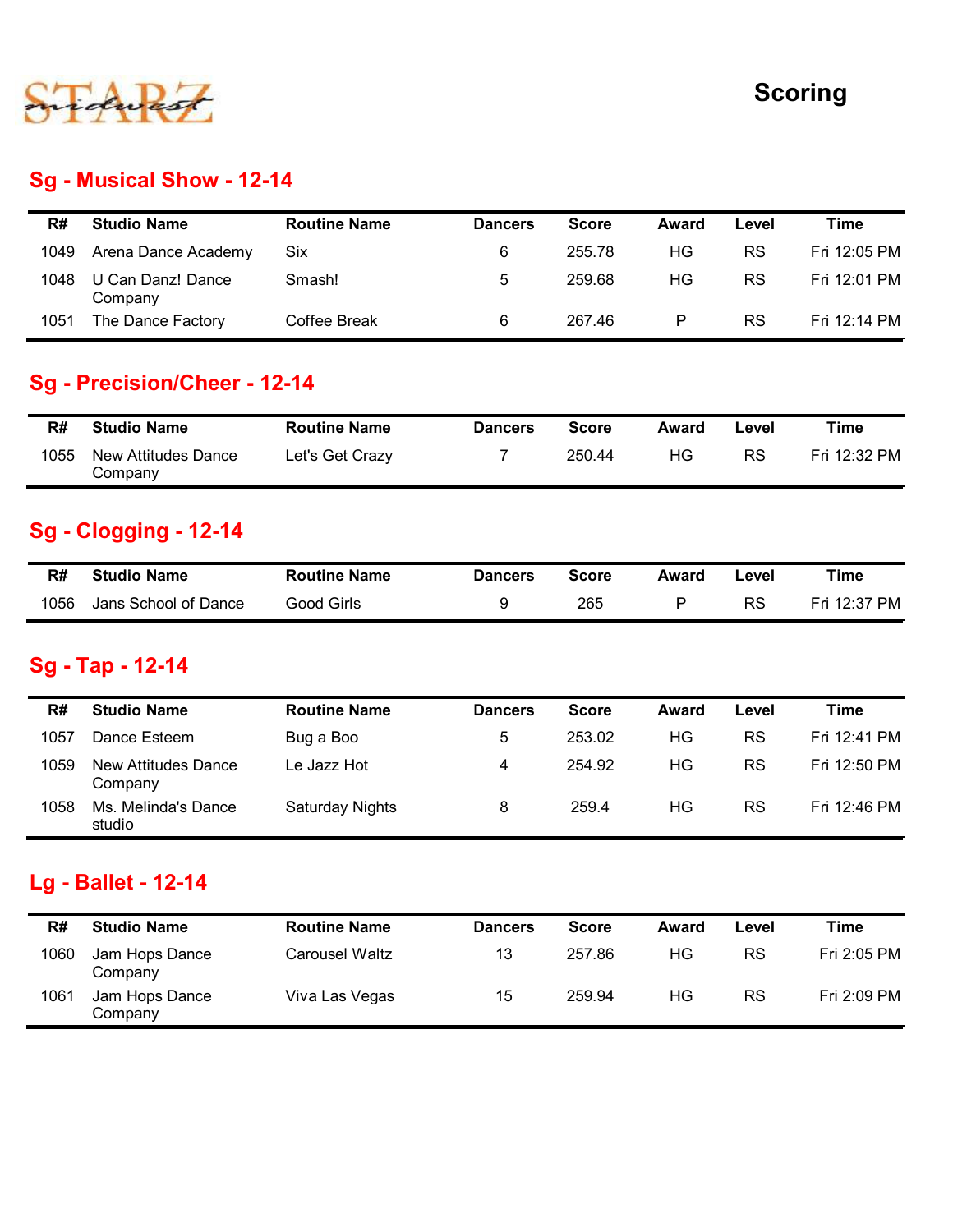STARZ midwest

# Scoring

## Sg - Musical Show - 12-14

| R# | Studio Name | Routine Name | Dancers | Score | Award | Level | Time |
|---|---|---|---|---|---|---|---|
| 1049 | Arena Dance Academy | Six | 6 | 255.78 | HG | RS | Fri 12:05 PM |
| 1048 | U Can Danz! Dance Company | Smash! | 5 | 259.68 | HG | RS | Fri 12:01 PM |
| 1051 | The Dance Factory | Coffee Break | 6 | 267.46 | P | RS | Fri 12:14 PM |

## Sg - Precision/Cheer - 12-14

| R# | Studio Name | Routine Name | Dancers | Score | Award | Level | Time |
|---|---|---|---|---|---|---|---|
| 1055 | New Attitudes Dance Company | Let's Get Crazy | 7 | 250.44 | HG | RS | Fri 12:32 PM |

## Sg - Clogging - 12-14

| R# | Studio Name | Routine Name | Dancers | Score | Award | Level | Time |
|---|---|---|---|---|---|---|---|
| 1056 | Jans School of Dance | Good Girls | 9 | 265 | P | RS | Fri 12:37 PM |

## Sg - Tap - 12-14

| R# | Studio Name | Routine Name | Dancers | Score | Award | Level | Time |
|---|---|---|---|---|---|---|---|
| 1057 | Dance Esteem | Bug a Boo | 5 | 253.02 | HG | RS | Fri 12:41 PM |
| 1059 | New Attitudes Dance Company | Le Jazz Hot | 4 | 254.92 | HG | RS | Fri 12:50 PM |
| 1058 | Ms. Melinda's Dance studio | Saturday Nights | 8 | 259.4 | HG | RS | Fri 12:46 PM |

## Lg - Ballet - 12-14

| R# | Studio Name | Routine Name | Dancers | Score | Award | Level | Time |
|---|---|---|---|---|---|---|---|
| 1060 | Jam Hops Dance Company | Carousel Waltz | 13 | 257.86 | HG | RS | Fri 2:05 PM |
| 1061 | Jam Hops Dance Company | Viva Las Vegas | 15 | 259.94 | HG | RS | Fri 2:09 PM |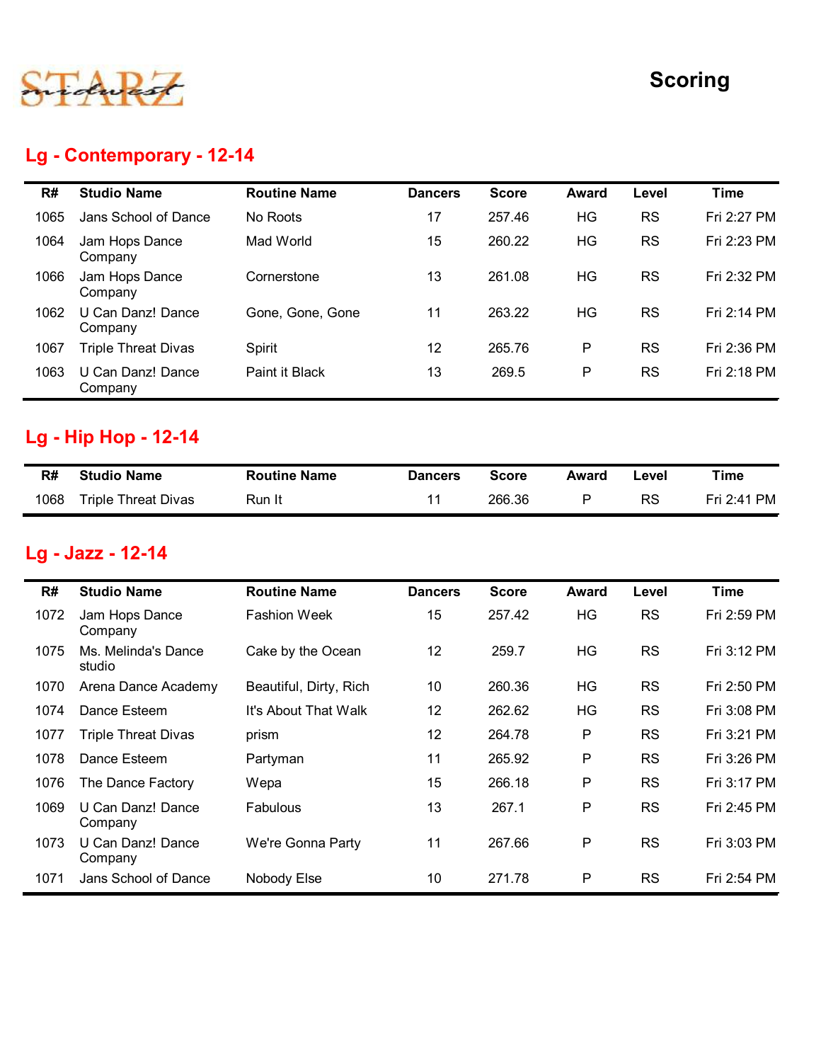# Scoring

## Lg - Contemporary - 12-14

| R# | Studio Name | Routine Name | Dancers | Score | Award | Level | Time |
|---|---|---|---|---|---|---|---|
| 1065 | Jans School of Dance | No Roots | 17 | 257.46 | HG | RS | Fri 2:27 PM |
| 1064 | Jam Hops Dance Company | Mad World | 15 | 260.22 | HG | RS | Fri 2:23 PM |
| 1066 | Jam Hops Dance Company | Cornerstone | 13 | 261.08 | HG | RS | Fri 2:32 PM |
| 1062 | U Can Danz! Dance Company | Gone, Gone, Gone | 11 | 263.22 | HG | RS | Fri 2:14 PM |
| 1067 | Triple Threat Divas | Spirit | 12 | 265.76 | P | RS | Fri 2:36 PM |
| 1063 | U Can Danz! Dance Company | Paint it Black | 13 | 269.5 | P | RS | Fri 2:18 PM |

## Lg - Hip Hop - 12-14

| R# | Studio Name | Routine Name | Dancers | Score | Award | Level | Time |
|---|---|---|---|---|---|---|---|
| 1068 | Triple Threat Divas | Run It | 11 | 266.36 | P | RS | Fri 2:41 PM |

## Lg - Jazz - 12-14

| R# | Studio Name | Routine Name | Dancers | Score | Award | Level | Time |
|---|---|---|---|---|---|---|---|
| 1072 | Jam Hops Dance Company | Fashion Week | 15 | 257.42 | HG | RS | Fri 2:59 PM |
| 1075 | Ms. Melinda's Dance studio | Cake by the Ocean | 12 | 259.7 | HG | RS | Fri 3:12 PM |
| 1070 | Arena Dance Academy | Beautiful, Dirty, Rich | 10 | 260.36 | HG | RS | Fri 2:50 PM |
| 1074 | Dance Esteem | It's About That Walk | 12 | 262.62 | HG | RS | Fri 3:08 PM |
| 1077 | Triple Threat Divas | prism | 12 | 264.78 | P | RS | Fri 3:21 PM |
| 1078 | Dance Esteem | Partyman | 11 | 265.92 | P | RS | Fri 3:26 PM |
| 1076 | The Dance Factory | Wepa | 15 | 266.18 | P | RS | Fri 3:17 PM |
| 1069 | U Can Danz! Dance Company | Fabulous | 13 | 267.1 | P | RS | Fri 2:45 PM |
| 1073 | U Can Danz! Dance Company | We're Gonna Party | 11 | 267.66 | P | RS | Fri 3:03 PM |
| 1071 | Jans School of Dance | Nobody Else | 10 | 271.78 | P | RS | Fri 2:54 PM |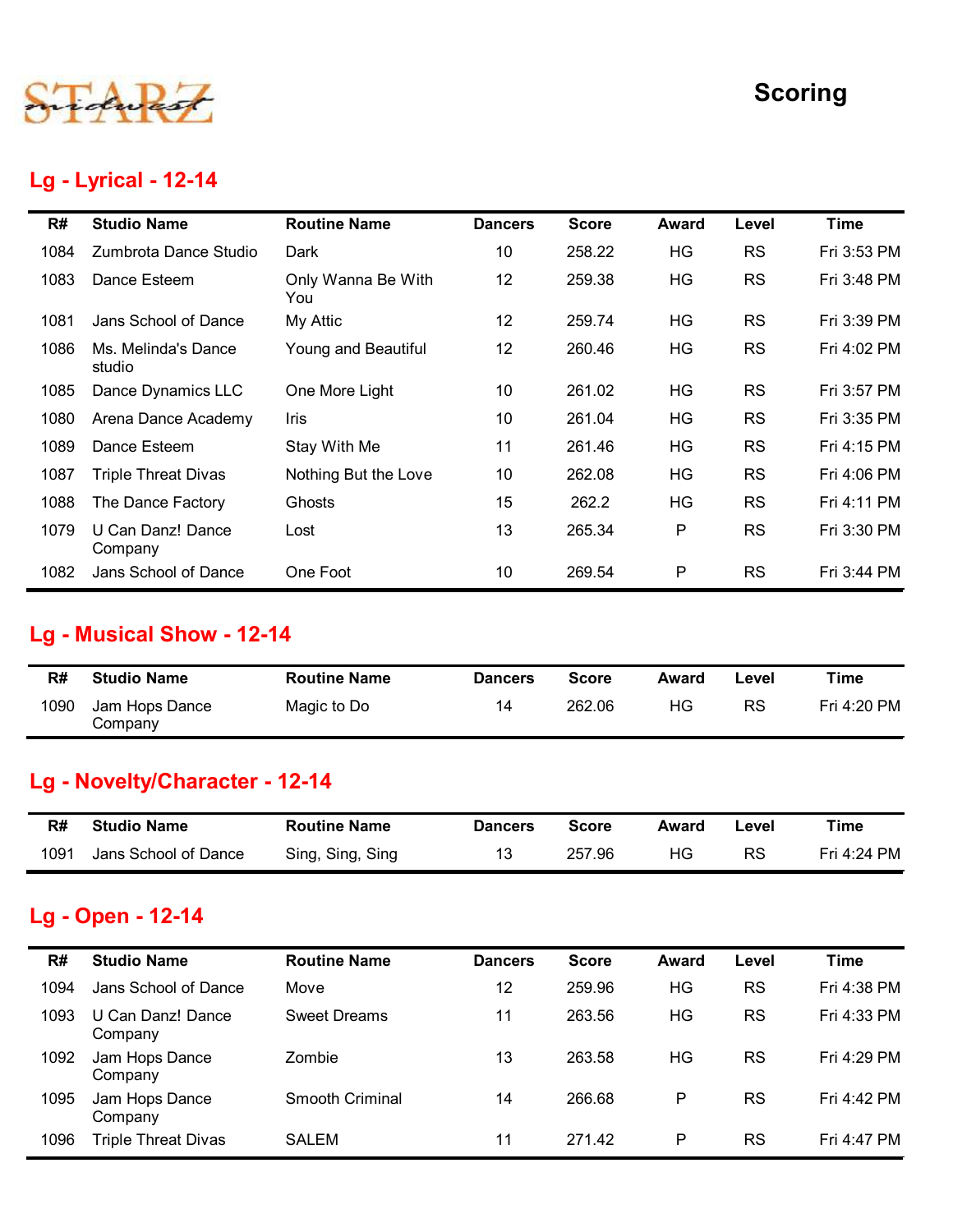STARZ midwest

# Scoring

## Lg - Lyrical - 12-14

| R# | Studio Name | Routine Name | Dancers | Score | Award | Level | Time |
|---|---|---|---|---|---|---|---|
| 1084 | Zumbrota Dance Studio | Dark | 10 | 258.22 | HG | RS | Fri 3:53 PM |
| 1083 | Dance Esteem | Only Wanna Be With You | 12 | 259.38 | HG | RS | Fri 3:48 PM |
| 1081 | Jans School of Dance | My Attic | 12 | 259.74 | HG | RS | Fri 3:39 PM |
| 1086 | Ms. Melinda's Dance studio | Young and Beautiful | 12 | 260.46 | HG | RS | Fri 4:02 PM |
| 1085 | Dance Dynamics LLC | One More Light | 10 | 261.02 | HG | RS | Fri 3:57 PM |
| 1080 | Arena Dance Academy | Iris | 10 | 261.04 | HG | RS | Fri 3:35 PM |
| 1089 | Dance Esteem | Stay With Me | 11 | 261.46 | HG | RS | Fri 4:15 PM |
| 1087 | Triple Threat Divas | Nothing But the Love | 10 | 262.08 | HG | RS | Fri 4:06 PM |
| 1088 | The Dance Factory | Ghosts | 15 | 262.2 | HG | RS | Fri 4:11 PM |
| 1079 | U Can Danz! Dance Company | Lost | 13 | 265.34 | P | RS | Fri 3:30 PM |
| 1082 | Jans School of Dance | One Foot | 10 | 269.54 | P | RS | Fri 3:44 PM |

## Lg - Musical Show - 12-14

| R# | Studio Name | Routine Name | Dancers | Score | Award | Level | Time |
|---|---|---|---|---|---|---|---|
| 1090 | Jam Hops Dance Company | Magic to Do | 14 | 262.06 | HG | RS | Fri 4:20 PM |

## Lg - Novelty/Character - 12-14

| R# | Studio Name | Routine Name | Dancers | Score | Award | Level | Time |
|---|---|---|---|---|---|---|---|
| 1091 | Jans School of Dance | Sing, Sing, Sing | 13 | 257.96 | HG | RS | Fri 4:24 PM |

## Lg - Open - 12-14

| R# | Studio Name | Routine Name | Dancers | Score | Award | Level | Time |
|---|---|---|---|---|---|---|---|
| 1094 | Jans School of Dance | Move | 12 | 259.96 | HG | RS | Fri 4:38 PM |
| 1093 | U Can Danz! Dance Company | Sweet Dreams | 11 | 263.56 | HG | RS | Fri 4:33 PM |
| 1092 | Jam Hops Dance Company | Zombie | 13 | 263.58 | HG | RS | Fri 4:29 PM |
| 1095 | Jam Hops Dance Company | Smooth Criminal | 14 | 266.68 | P | RS | Fri 4:42 PM |
| 1096 | Triple Threat Divas | SALEM | 11 | 271.42 | P | RS | Fri 4:47 PM |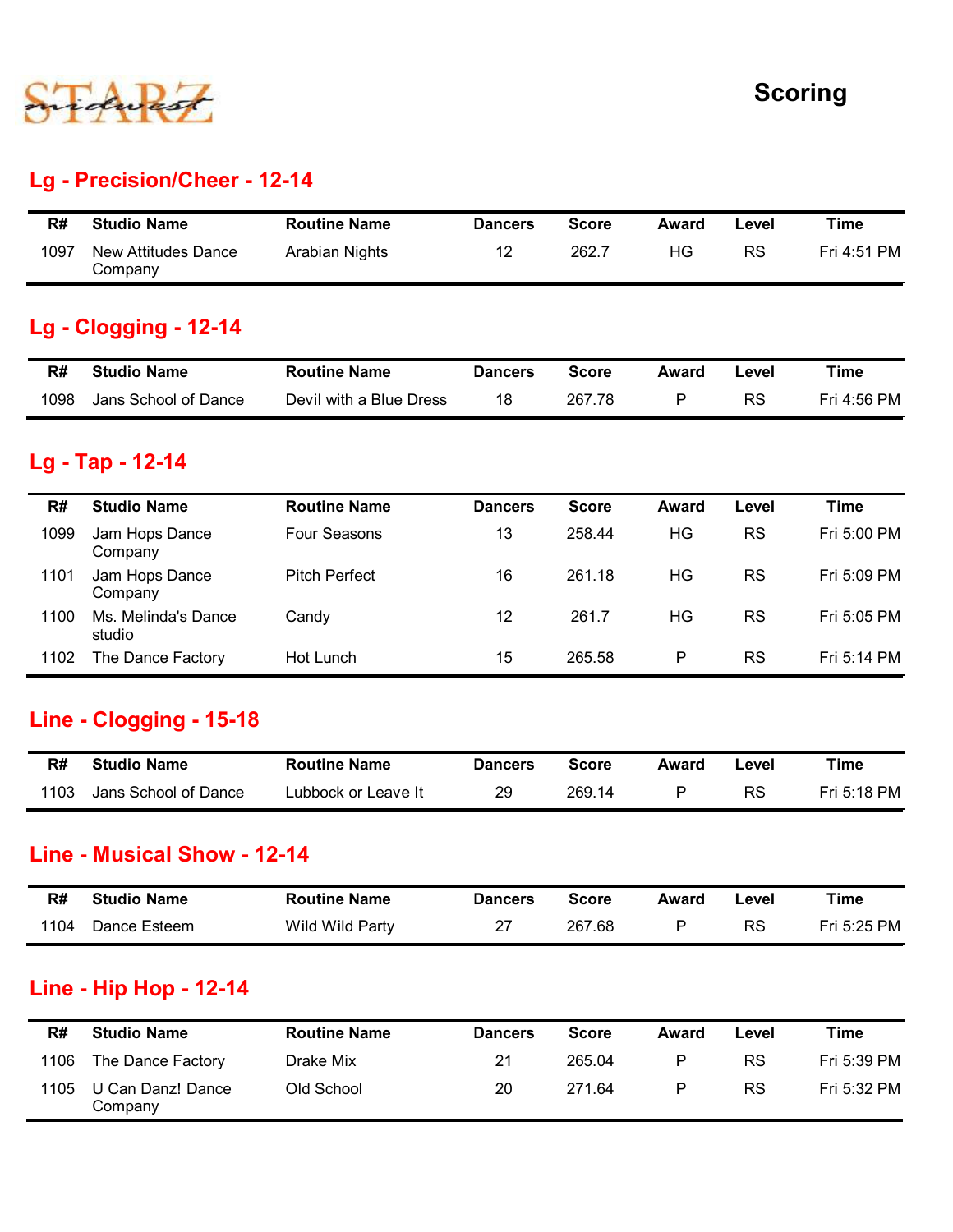STARZ midwest

# Scoring

## Lg - Precision/Cheer - 12-14

| R# | Studio Name | Routine Name | Dancers | Score | Award | Level | Time |
|---|---|---|---|---|---|---|---|
| 1097 | New Attitudes Dance Company | Arabian Nights | 12 | 262.7 | HG | RS | Fri 4:51 PM |

## Lg - Clogging - 12-14

| R# | Studio Name | Routine Name | Dancers | Score | Award | Level | Time |
|---|---|---|---|---|---|---|---|
| 1098 | Jans School of Dance | Devil with a Blue Dress | 18 | 267.78 | P | RS | Fri 4:56 PM |

## Lg - Tap - 12-14

| R# | Studio Name | Routine Name | Dancers | Score | Award | Level | Time |
|---|---|---|---|---|---|---|---|
| 1099 | Jam Hops Dance Company | Four Seasons | 13 | 258.44 | HG | RS | Fri 5:00 PM |
| 1101 | Jam Hops Dance Company | Pitch Perfect | 16 | 261.18 | HG | RS | Fri 5:09 PM |
| 1100 | Ms. Melinda's Dance studio | Candy | 12 | 261.7 | HG | RS | Fri 5:05 PM |
| 1102 | The Dance Factory | Hot Lunch | 15 | 265.58 | P | RS | Fri 5:14 PM |

## Line - Clogging - 15-18

| R# | Studio Name | Routine Name | Dancers | Score | Award | Level | Time |
|---|---|---|---|---|---|---|---|
| 1103 | Jans School of Dance | Lubbock or Leave It | 29 | 269.14 | P | RS | Fri 5:18 PM |

## Line - Musical Show - 12-14

| R# | Studio Name | Routine Name | Dancers | Score | Award | Level | Time |
|---|---|---|---|---|---|---|---|
| 1104 | Dance Esteem | Wild Wild Party | 27 | 267.68 | P | RS | Fri 5:25 PM |

## Line - Hip Hop - 12-14

| R# | Studio Name | Routine Name | Dancers | Score | Award | Level | Time |
|---|---|---|---|---|---|---|---|
| 1106 | The Dance Factory | Drake Mix | 21 | 265.04 | P | RS | Fri 5:39 PM |
| 1105 | U Can Danz! Dance Company | Old School | 20 | 271.64 | P | RS | Fri 5:32 PM |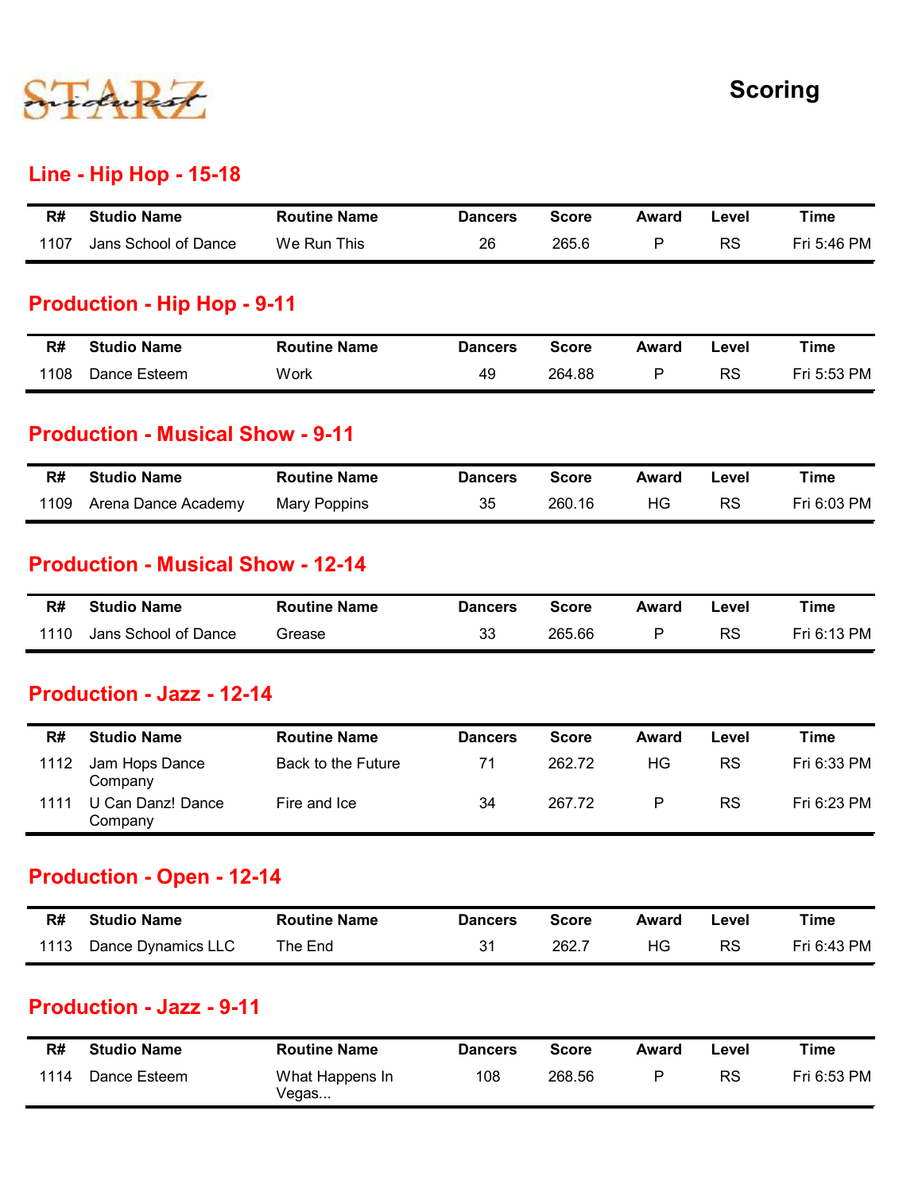# Scoring

## Line - Hip Hop - 15-18

| R# | Studio Name | Routine Name | Dancers | Score | Award | Level | Time |
|---|---|---|---|---|---|---|---|
| 1107 | Jans School of Dance | We Run This | 26 | 265.6 | P | RS | Fri 5:46 PM |

## Production - Hip Hop - 9-11

| R# | Studio Name | Routine Name | Dancers | Score | Award | Level | Time |
|---|---|---|---|---|---|---|---|
| 1108 | Dance Esteem | Work | 49 | 264.88 | P | RS | Fri 5:53 PM |

## Production - Musical Show - 9-11

| R# | Studio Name | Routine Name | Dancers | Score | Award | Level | Time |
|---|---|---|---|---|---|---|---|
| 1109 | Arena Dance Academy | Mary Poppins | 35 | 260.16 | HG | RS | Fri 6:03 PM |

## Production - Musical Show - 12-14

| R# | Studio Name | Routine Name | Dancers | Score | Award | Level | Time |
|---|---|---|---|---|---|---|---|
| 1110 | Jans School of Dance | Grease | 33 | 265.66 | P | RS | Fri 6:13 PM |

## Production - Jazz - 12-14

| R# | Studio Name | Routine Name | Dancers | Score | Award | Level | Time |
|---|---|---|---|---|---|---|---|
| 1112 | Jam Hops Dance Company | Back to the Future | 71 | 262.72 | HG | RS | Fri 6:33 PM |
| 1111 | U Can Danz! Dance Company | Fire and Ice | 34 | 267.72 | P | RS | Fri 6:23 PM |

## Production - Open - 12-14

| R# | Studio Name | Routine Name | Dancers | Score | Award | Level | Time |
|---|---|---|---|---|---|---|---|
| 1113 | Dance Dynamics LLC | The End | 31 | 262.7 | HG | RS | Fri 6:43 PM |

## Production - Jazz - 9-11

| R# | Studio Name | Routine Name | Dancers | Score | Award | Level | Time |
|---|---|---|---|---|---|---|---|
| 1114 | Dance Esteem | What Happens In Vegas... | 108 | 268.56 | P | RS | Fri 6:53 PM |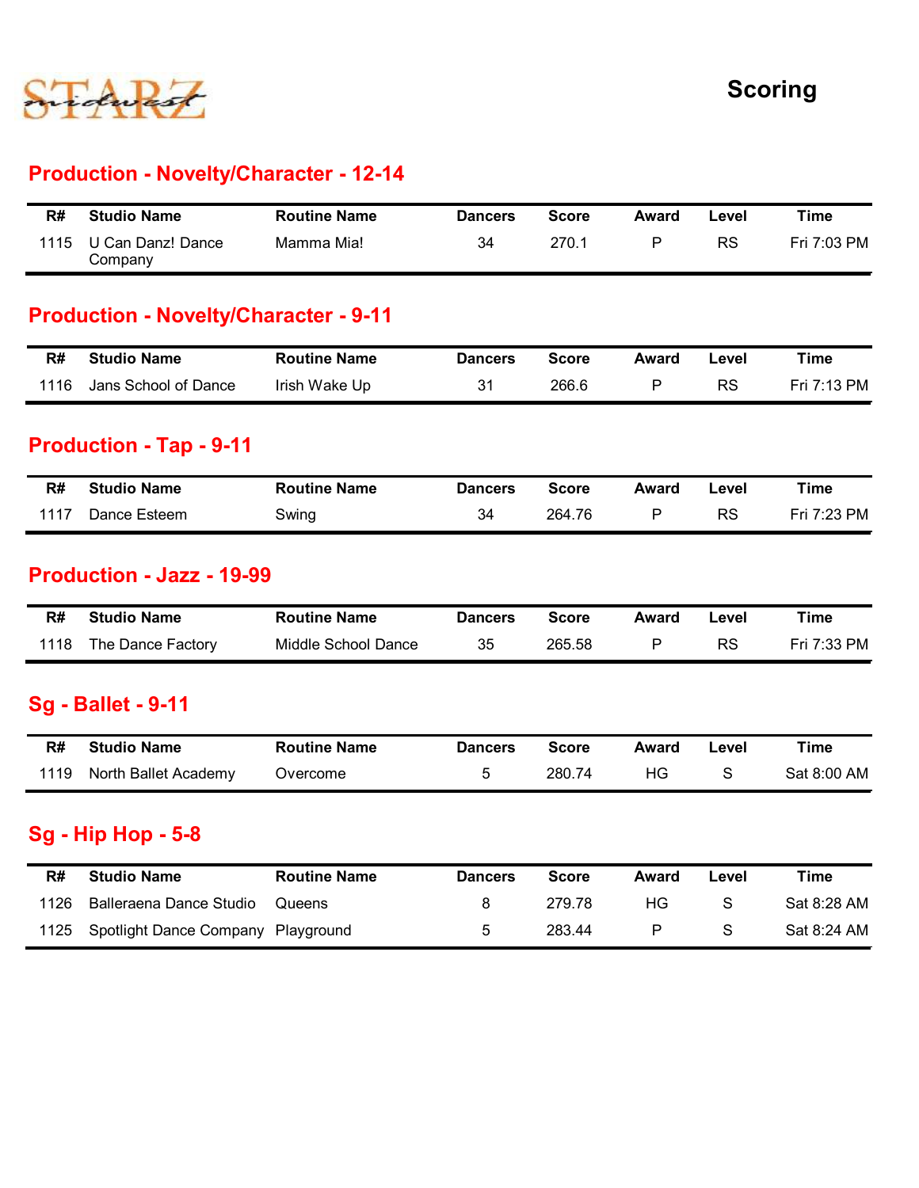# Scoring

## Production - Novelty/Character - 12-14

| R# | Studio Name | Routine Name | Dancers | Score | Award | Level | Time |
|---|---|---|---|---|---|---|---|
| 1115 | U Can Danz! Dance Company | Mamma Mia! | 34 | 270.1 | P | RS | Fri 7:03 PM |

## Production - Novelty/Character - 9-11

| R# | Studio Name | Routine Name | Dancers | Score | Award | Level | Time |
|---|---|---|---|---|---|---|---|
| 1116 | Jans School of Dance | Irish Wake Up | 31 | 266.6 | P | RS | Fri 7:13 PM |

## Production - Tap - 9-11

| R# | Studio Name | Routine Name | Dancers | Score | Award | Level | Time |
|---|---|---|---|---|---|---|---|
| 1117 | Dance Esteem | Swing | 34 | 264.76 | P | RS | Fri 7:23 PM |

## Production - Jazz - 19-99

| R# | Studio Name | Routine Name | Dancers | Score | Award | Level | Time |
|---|---|---|---|---|---|---|---|
| 1118 | The Dance Factory | Middle School Dance | 35 | 265.58 | P | RS | Fri 7:33 PM |

## Sg - Ballet - 9-11

| R# | Studio Name | Routine Name | Dancers | Score | Award | Level | Time |
|---|---|---|---|---|---|---|---|
| 1119 | North Ballet Academy | Overcome | 5 | 280.74 | HG | S | Sat 8:00 AM |

## Sg - Hip Hop - 5-8

| R# | Studio Name | Routine Name | Dancers | Score | Award | Level | Time |
|---|---|---|---|---|---|---|---|
| 1126 | Balleraena Dance Studio | Queens | 8 | 279.78 | HG | S | Sat 8:28 AM |
| 1125 | Spotlight Dance Company | Playground | 5 | 283.44 | P | S | Sat 8:24 AM |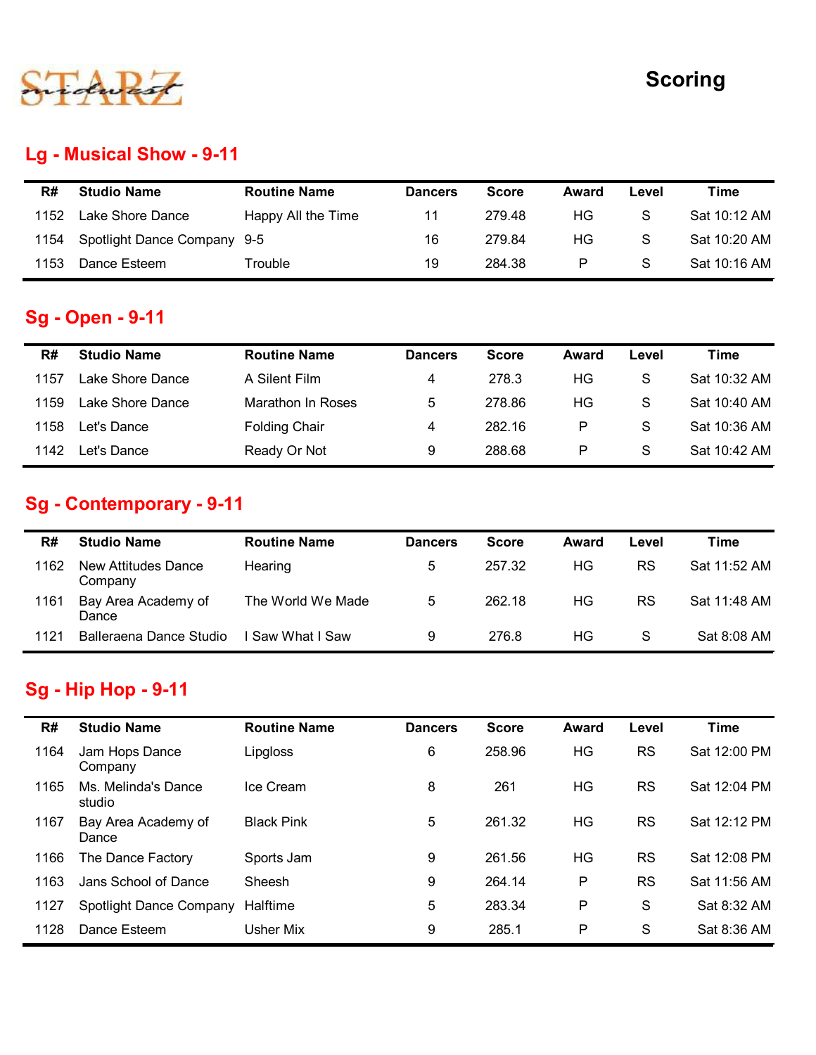STARZ midwest

# Scoring

## Lg - Musical Show - 9-11

| R# | Studio Name | Routine Name | Dancers | Score | Award | Level | Time |
|---|---|---|---|---|---|---|---|
| 1152 | Lake Shore Dance | Happy All the Time | 11 | 279.48 | HG | S | Sat 10:12 AM |
| 1154 | Spotlight Dance Company | 9-5 | 16 | 279.84 | HG | S | Sat 10:20 AM |
| 1153 | Dance Esteem | Trouble | 19 | 284.38 | P | S | Sat 10:16 AM |

## Sg - Open - 9-11

| R# | Studio Name | Routine Name | Dancers | Score | Award | Level | Time |
|---|---|---|---|---|---|---|---|
| 1157 | Lake Shore Dance | A Silent Film | 4 | 278.3 | HG | S | Sat 10:32 AM |
| 1159 | Lake Shore Dance | Marathon In Roses | 5 | 278.86 | HG | S | Sat 10:40 AM |
| 1158 | Let's Dance | Folding Chair | 4 | 282.16 | P | S | Sat 10:36 AM |
| 1142 | Let's Dance | Ready Or Not | 9 | 288.68 | P | S | Sat 10:42 AM |

## Sg - Contemporary - 9-11

| R# | Studio Name | Routine Name | Dancers | Score | Award | Level | Time |
|---|---|---|---|---|---|---|---|
| 1162 | New Attitudes Dance Company | Hearing | 5 | 257.32 | HG | RS | Sat 11:52 AM |
| 1161 | Bay Area Academy of Dance | The World We Made | 5 | 262.18 | HG | RS | Sat 11:48 AM |
| 1121 | Balleraena Dance Studio | I Saw What I Saw | 9 | 276.8 | HG | S | Sat 8:08 AM |

## Sg - Hip Hop - 9-11

| R# | Studio Name | Routine Name | Dancers | Score | Award | Level | Time |
|---|---|---|---|---|---|---|---|
| 1164 | Jam Hops Dance Company | Lipgloss | 6 | 258.96 | HG | RS | Sat 12:00 PM |
| 1165 | Ms. Melinda's Dance studio | Ice Cream | 8 | 261 | HG | RS | Sat 12:04 PM |
| 1167 | Bay Area Academy of Dance | Black Pink | 5 | 261.32 | HG | RS | Sat 12:12 PM |
| 1166 | The Dance Factory | Sports Jam | 9 | 261.56 | HG | RS | Sat 12:08 PM |
| 1163 | Jans School of Dance | Sheesh | 9 | 264.14 | P | RS | Sat 11:56 AM |
| 1127 | Spotlight Dance Company | Halftime | 5 | 283.34 | P | S | Sat 8:32 AM |
| 1128 | Dance Esteem | Usher Mix | 9 | 285.1 | P | S | Sat 8:36 AM |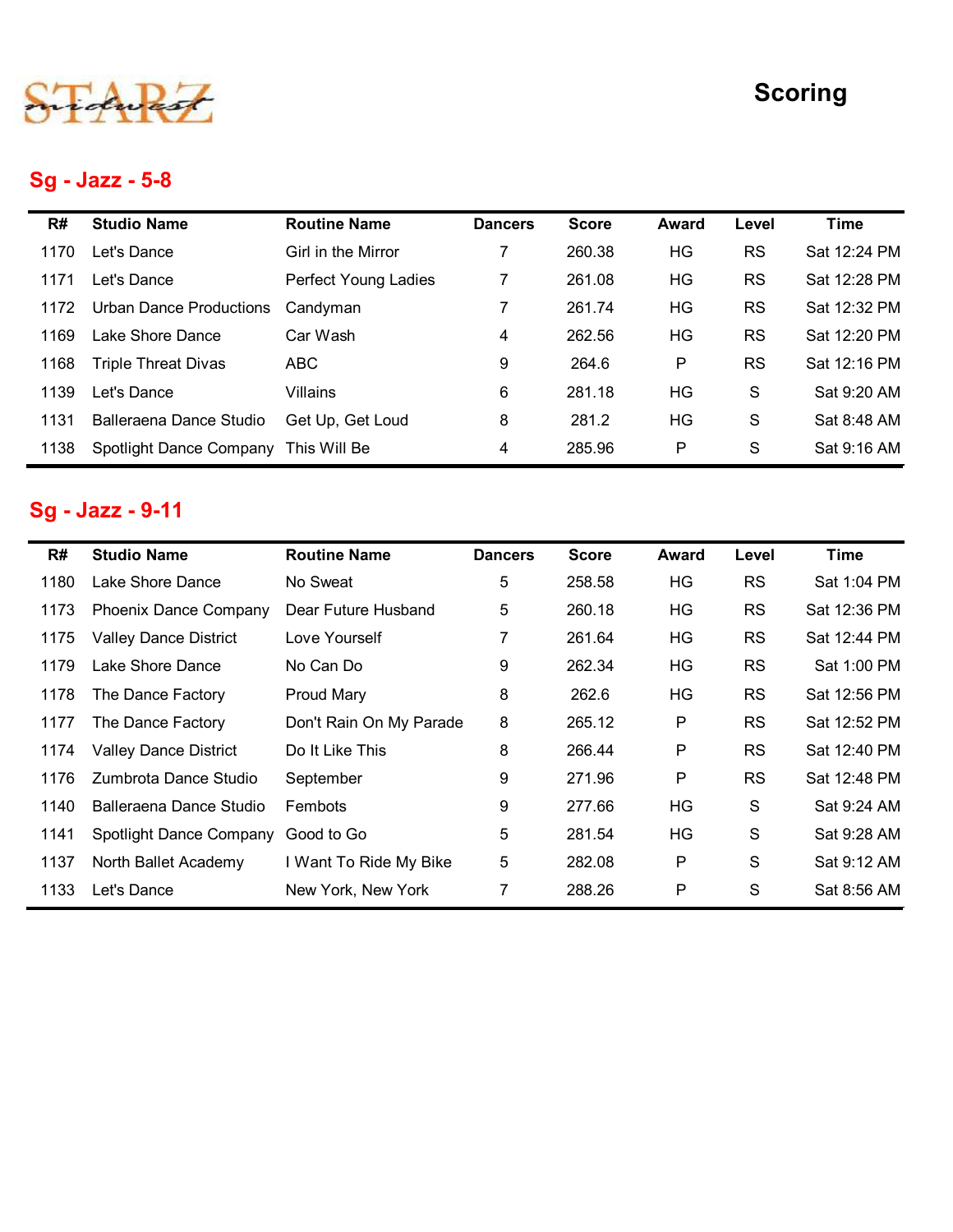STARZ midwest

# Scoring

## Sg - Jazz - 5-8

| R# | Studio Name | Routine Name | Dancers | Score | Award | Level | Time |
|---|---|---|---|---|---|---|---|
| 1170 | Let's Dance | Girl in the Mirror | 7 | 260.38 | HG | RS | Sat 12:24 PM |
| 1171 | Let's Dance | Perfect Young Ladies | 7 | 261.08 | HG | RS | Sat 12:28 PM |
| 1172 | Urban Dance Productions | Candyman | 7 | 261.74 | HG | RS | Sat 12:32 PM |
| 1169 | Lake Shore Dance | Car Wash | 4 | 262.56 | HG | RS | Sat 12:20 PM |
| 1168 | Triple Threat Divas | ABC | 9 | 264.6 | P | RS | Sat 12:16 PM |
| 1139 | Let's Dance | Villains | 6 | 281.18 | HG | S | Sat 9:20 AM |
| 1131 | Balleraena Dance Studio | Get Up, Get Loud | 8 | 281.2 | HG | S | Sat 8:48 AM |
| 1138 | Spotlight Dance Company | This Will Be | 4 | 285.96 | P | S | Sat 9:16 AM |

## Sg - Jazz - 9-11

| R# | Studio Name | Routine Name | Dancers | Score | Award | Level | Time |
|---|---|---|---|---|---|---|---|
| 1180 | Lake Shore Dance | No Sweat | 5 | 258.58 | HG | RS | Sat 1:04 PM |
| 1173 | Phoenix Dance Company | Dear Future Husband | 5 | 260.18 | HG | RS | Sat 12:36 PM |
| 1175 | Valley Dance District | Love Yourself | 7 | 261.64 | HG | RS | Sat 12:44 PM |
| 1179 | Lake Shore Dance | No Can Do | 9 | 262.34 | HG | RS | Sat 1:00 PM |
| 1178 | The Dance Factory | Proud Mary | 8 | 262.6 | HG | RS | Sat 12:56 PM |
| 1177 | The Dance Factory | Don't Rain On My Parade | 8 | 265.12 | P | RS | Sat 12:52 PM |
| 1174 | Valley Dance District | Do It Like This | 8 | 266.44 | P | RS | Sat 12:40 PM |
| 1176 | Zumbrota Dance Studio | September | 9 | 271.96 | P | RS | Sat 12:48 PM |
| 1140 | Balleraena Dance Studio | Fembots | 9 | 277.66 | HG | S | Sat 9:24 AM |
| 1141 | Spotlight Dance Company | Good to Go | 5 | 281.54 | HG | S | Sat 9:28 AM |
| 1137 | North Ballet Academy | I Want To Ride My Bike | 5 | 282.08 | P | S | Sat 9:12 AM |
| 1133 | Let's Dance | New York, New York | 7 | 288.26 | P | S | Sat 8:56 AM |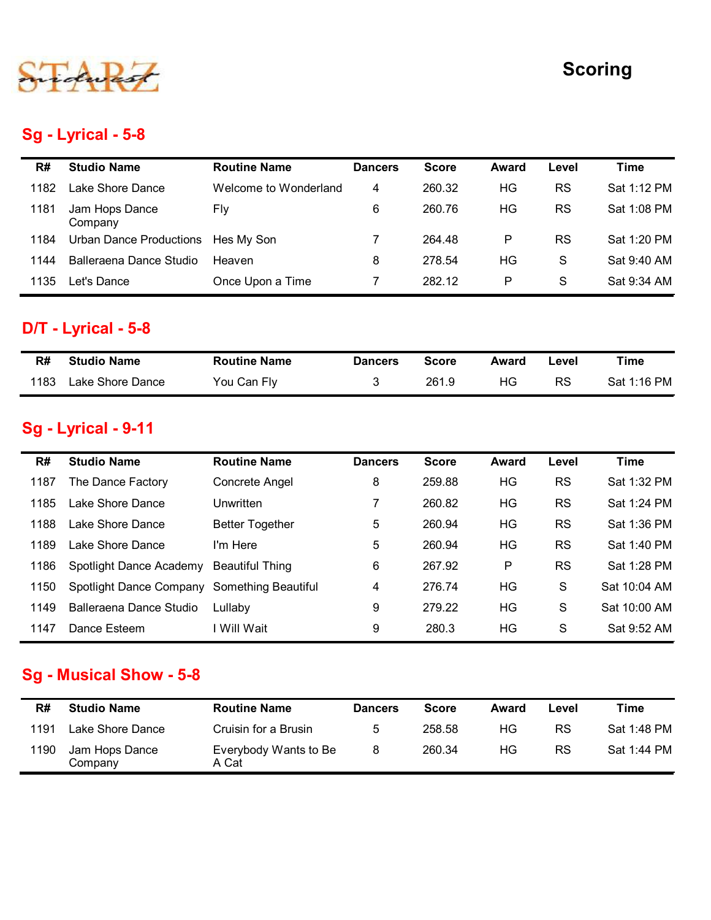STARZ midwest

# Scoring

## Sg - Lyrical - 5-8

| R# | Studio Name | Routine Name | Dancers | Score | Award | Level | Time |
|---|---|---|---|---|---|---|---|
| 1182 | Lake Shore Dance | Welcome to Wonderland | 4 | 260.32 | HG | RS | Sat 1:12 PM |
| 1181 | Jam Hops Dance Company | Fly | 6 | 260.76 | HG | RS | Sat 1:08 PM |
| 1184 | Urban Dance Productions | Hes My Son | 7 | 264.48 | P | RS | Sat 1:20 PM |
| 1144 | Balleraena Dance Studio | Heaven | 8 | 278.54 | HG | S | Sat 9:40 AM |
| 1135 | Let's Dance | Once Upon a Time | 7 | 282.12 | P | S | Sat 9:34 AM |

## D/T - Lyrical - 5-8

| R# | Studio Name | Routine Name | Dancers | Score | Award | Level | Time |
|---|---|---|---|---|---|---|---|
| 1183 | Lake Shore Dance | You Can Fly | 3 | 261.9 | HG | RS | Sat 1:16 PM |

## Sg - Lyrical - 9-11

| R# | Studio Name | Routine Name | Dancers | Score | Award | Level | Time |
|---|---|---|---|---|---|---|---|
| 1187 | The Dance Factory | Concrete Angel | 8 | 259.88 | HG | RS | Sat 1:32 PM |
| 1185 | Lake Shore Dance | Unwritten | 7 | 260.82 | HG | RS | Sat 1:24 PM |
| 1188 | Lake Shore Dance | Better Together | 5 | 260.94 | HG | RS | Sat 1:36 PM |
| 1189 | Lake Shore Dance | I'm Here | 5 | 260.94 | HG | RS | Sat 1:40 PM |
| 1186 | Spotlight Dance Academy | Beautiful Thing | 6 | 267.92 | P | RS | Sat 1:28 PM |
| 1150 | Spotlight Dance Company | Something Beautiful | 4 | 276.74 | HG | S | Sat 10:04 AM |
| 1149 | Balleraena Dance Studio | Lullaby | 9 | 279.22 | HG | S | Sat 10:00 AM |
| 1147 | Dance Esteem | I Will Wait | 9 | 280.3 | HG | S | Sat 9:52 AM |

## Sg - Musical Show - 5-8

| R# | Studio Name | Routine Name | Dancers | Score | Award | Level | Time |
|---|---|---|---|---|---|---|---|
| 1191 | Lake Shore Dance | Cruisin for a Brusin | 5 | 258.58 | HG | RS | Sat 1:48 PM |
| 1190 | Jam Hops Dance Company | Everybody Wants to Be A Cat | 8 | 260.34 | HG | RS | Sat 1:44 PM |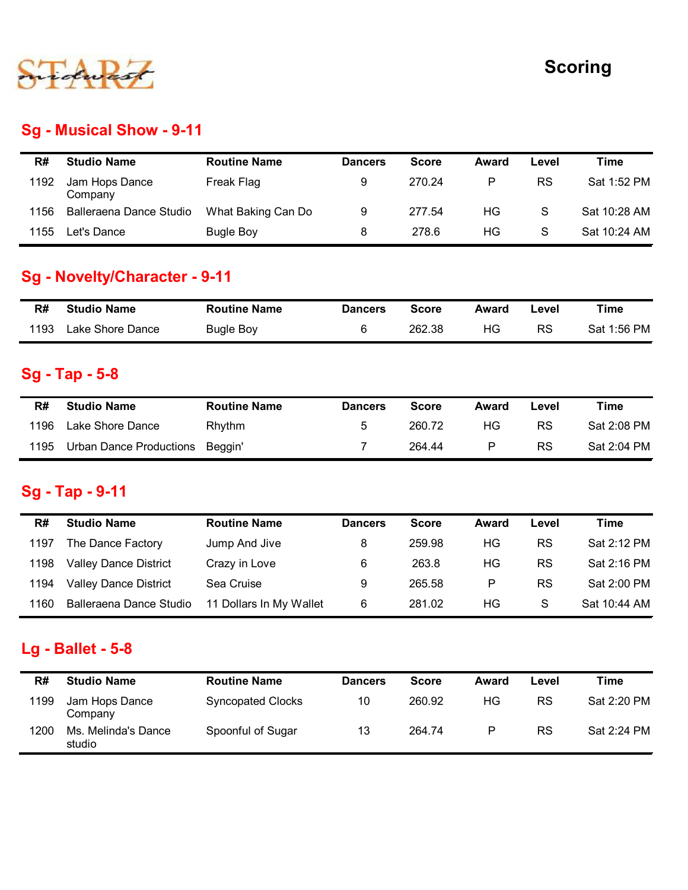# Scoring

## Sg - Musical Show - 9-11

| R# | Studio Name | Routine Name | Dancers | Score | Award | Level | Time |
|---|---|---|---|---|---|---|---|
| 1192 | Jam Hops Dance Company | Freak Flag | 9 | 270.24 | P | RS | Sat 1:52 PM |
| 1156 | Balleraena Dance Studio | What Baking Can Do | 9 | 277.54 | HG | S | Sat 10:28 AM |
| 1155 | Let's Dance | Bugle Boy | 8 | 278.6 | HG | S | Sat 10:24 AM |

## Sg - Novelty/Character - 9-11

| R# | Studio Name | Routine Name | Dancers | Score | Award | Level | Time |
|---|---|---|---|---|---|---|---|
| 1193 | Lake Shore Dance | Bugle Boy | 6 | 262.38 | HG | RS | Sat 1:56 PM |

## Sg - Tap - 5-8

| R# | Studio Name | Routine Name | Dancers | Score | Award | Level | Time |
|---|---|---|---|---|---|---|---|
| 1196 | Lake Shore Dance | Rhythm | 5 | 260.72 | HG | RS | Sat 2:08 PM |
| 1195 | Urban Dance Productions | Beggin' | 7 | 264.44 | P | RS | Sat 2:04 PM |

## Sg - Tap - 9-11

| R# | Studio Name | Routine Name | Dancers | Score | Award | Level | Time |
|---|---|---|---|---|---|---|---|
| 1197 | The Dance Factory | Jump And Jive | 8 | 259.98 | HG | RS | Sat 2:12 PM |
| 1198 | Valley Dance District | Crazy in Love | 6 | 263.8 | HG | RS | Sat 2:16 PM |
| 1194 | Valley Dance District | Sea Cruise | 9 | 265.58 | P | RS | Sat 2:00 PM |
| 1160 | Balleraena Dance Studio | 11 Dollars In My Wallet | 6 | 281.02 | HG | S | Sat 10:44 AM |

## Lg - Ballet - 5-8

| R# | Studio Name | Routine Name | Dancers | Score | Award | Level | Time |
|---|---|---|---|---|---|---|---|
| 1199 | Jam Hops Dance Company | Syncopated Clocks | 10 | 260.92 | HG | RS | Sat 2:20 PM |
| 1200 | Ms. Melinda's Dance studio | Spoonful of Sugar | 13 | 264.74 | P | RS | Sat 2:24 PM |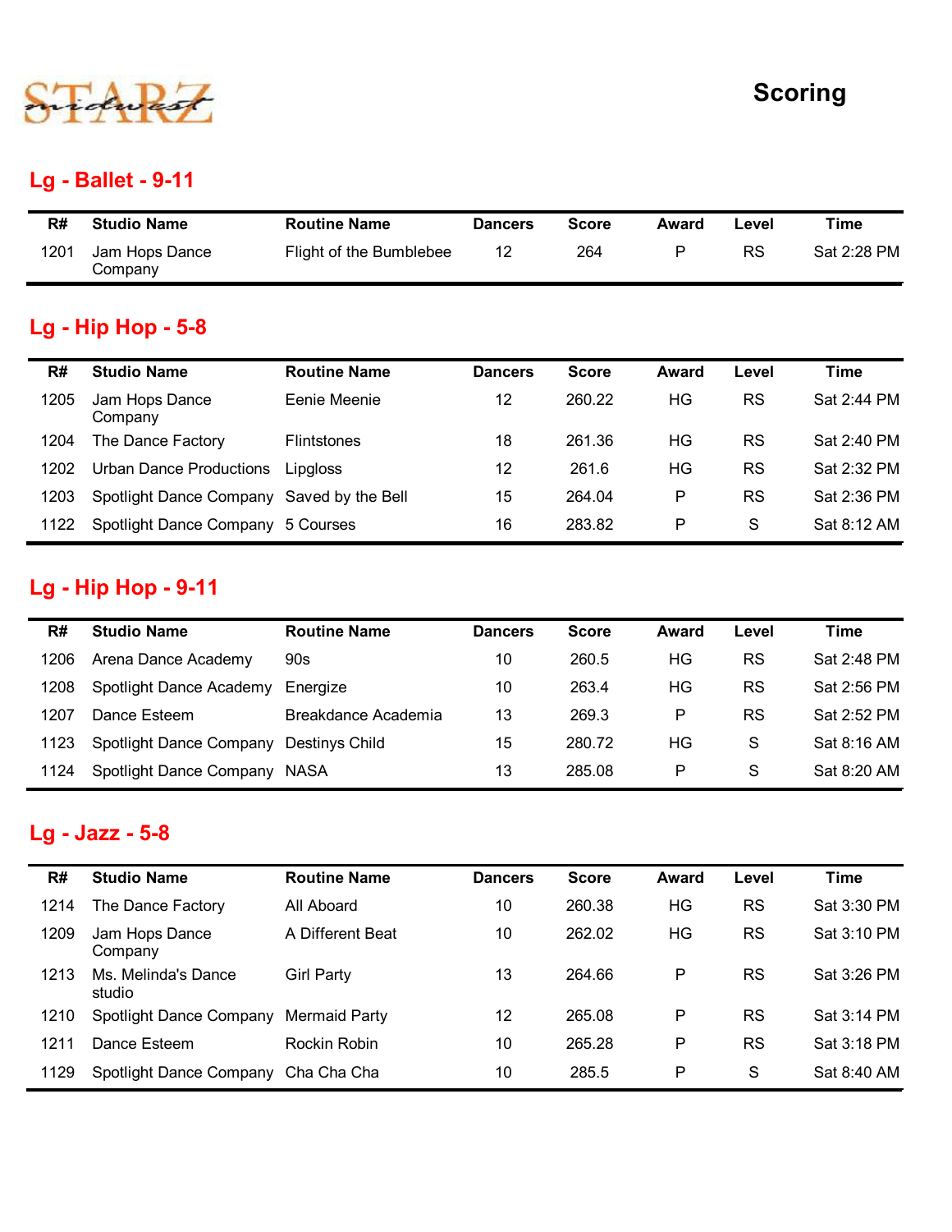STARZ midwest

# Scoring

## Lg - Ballet - 9-11

| R# | Studio Name | Routine Name | Dancers | Score | Award | Level | Time |
|---|---|---|---|---|---|---|---|
| 1201 | Jam Hops Dance Company | Flight of the Bumblebee | 12 | 264 | P | RS | Sat 2:28 PM |

## Lg - Hip Hop - 5-8

| R# | Studio Name | Routine Name | Dancers | Score | Award | Level | Time |
|---|---|---|---|---|---|---|---|
| 1205 | Jam Hops Dance Company | Eenie Meenie | 12 | 260.22 | HG | RS | Sat 2:44 PM |
| 1204 | The Dance Factory | Flintstones | 18 | 261.36 | HG | RS | Sat 2:40 PM |
| 1202 | Urban Dance Productions | Lipgloss | 12 | 261.6 | HG | RS | Sat 2:32 PM |
| 1203 | Spotlight Dance Company | Saved by the Bell | 15 | 264.04 | P | RS | Sat 2:36 PM |
| 1122 | Spotlight Dance Company | 5 Courses | 16 | 283.82 | P | S | Sat 8:12 AM |

## Lg - Hip Hop - 9-11

| R# | Studio Name | Routine Name | Dancers | Score | Award | Level | Time |
|---|---|---|---|---|---|---|---|
| 1206 | Arena Dance Academy | 90s | 10 | 260.5 | HG | RS | Sat 2:48 PM |
| 1208 | Spotlight Dance Academy | Energize | 10 | 263.4 | HG | RS | Sat 2:56 PM |
| 1207 | Dance Esteem | Breakdance Academia | 13 | 269.3 | P | RS | Sat 2:52 PM |
| 1123 | Spotlight Dance Company | Destinys Child | 15 | 280.72 | HG | S | Sat 8:16 AM |
| 1124 | Spotlight Dance Company | NASA | 13 | 285.08 | P | S | Sat 8:20 AM |

## Lg - Jazz - 5-8

| R# | Studio Name | Routine Name | Dancers | Score | Award | Level | Time |
|---|---|---|---|---|---|---|---|
| 1214 | The Dance Factory | All Aboard | 10 | 260.38 | HG | RS | Sat 3:30 PM |
| 1209 | Jam Hops Dance Company | A Different Beat | 10 | 262.02 | HG | RS | Sat 3:10 PM |
| 1213 | Ms. Melinda's Dance studio | Girl Party | 13 | 264.66 | P | RS | Sat 3:26 PM |
| 1210 | Spotlight Dance Company | Mermaid Party | 12 | 265.08 | P | RS | Sat 3:14 PM |
| 1211 | Dance Esteem | Rockin Robin | 10 | 265.28 | P | RS | Sat 3:18 PM |
| 1129 | Spotlight Dance Company | Cha Cha Cha | 10 | 285.5 | P | S | Sat 8:40 AM |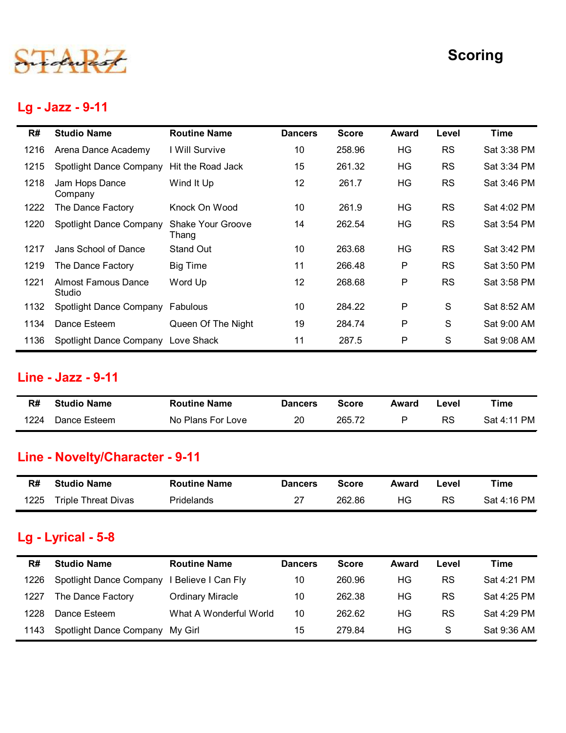STARZ midwest

# Scoring

## Lg - Jazz - 9-11

| R# | Studio Name | Routine Name | Dancers | Score | Award | Level | Time |
|---|---|---|---|---|---|---|---|
| 1216 | Arena Dance Academy | I Will Survive | 10 | 258.96 | HG | RS | Sat 3:38 PM |
| 1215 | Spotlight Dance Company | Hit the Road Jack | 15 | 261.32 | HG | RS | Sat 3:34 PM |
| 1218 | Jam Hops Dance Company | Wind It Up | 12 | 261.7 | HG | RS | Sat 3:46 PM |
| 1222 | The Dance Factory | Knock On Wood | 10 | 261.9 | HG | RS | Sat 4:02 PM |
| 1220 | Spotlight Dance Company | Shake Your Groove Thang | 14 | 262.54 | HG | RS | Sat 3:54 PM |
| 1217 | Jans School of Dance | Stand Out | 10 | 263.68 | HG | RS | Sat 3:42 PM |
| 1219 | The Dance Factory | Big Time | 11 | 266.48 | P | RS | Sat 3:50 PM |
| 1221 | Almost Famous Dance Studio | Word Up | 12 | 268.68 | P | RS | Sat 3:58 PM |
| 1132 | Spotlight Dance Company | Fabulous | 10 | 284.22 | P | S | Sat 8:52 AM |
| 1134 | Dance Esteem | Queen Of The Night | 19 | 284.74 | P | S | Sat 9:00 AM |
| 1136 | Spotlight Dance Company | Love Shack | 11 | 287.5 | P | S | Sat 9:08 AM |

## Line - Jazz - 9-11

| R# | Studio Name | Routine Name | Dancers | Score | Award | Level | Time |
|---|---|---|---|---|---|---|---|
| 1224 | Dance Esteem | No Plans For Love | 20 | 265.72 | P | RS | Sat 4:11 PM |

## Line - Novelty/Character - 9-11

| R# | Studio Name | Routine Name | Dancers | Score | Award | Level | Time |
|---|---|---|---|---|---|---|---|
| 1225 | Triple Threat Divas | Pridelands | 27 | 262.86 | HG | RS | Sat 4:16 PM |

## Lg - Lyrical - 5-8

| R# | Studio Name | Routine Name | Dancers | Score | Award | Level | Time |
|---|---|---|---|---|---|---|---|
| 1226 | Spotlight Dance Company | I Believe I Can Fly | 10 | 260.96 | HG | RS | Sat 4:21 PM |
| 1227 | The Dance Factory | Ordinary Miracle | 10 | 262.38 | HG | RS | Sat 4:25 PM |
| 1228 | Dance Esteem | What A Wonderful World | 10 | 262.62 | HG | RS | Sat 4:29 PM |
| 1143 | Spotlight Dance Company | My Girl | 15 | 279.84 | HG | S | Sat 9:36 AM |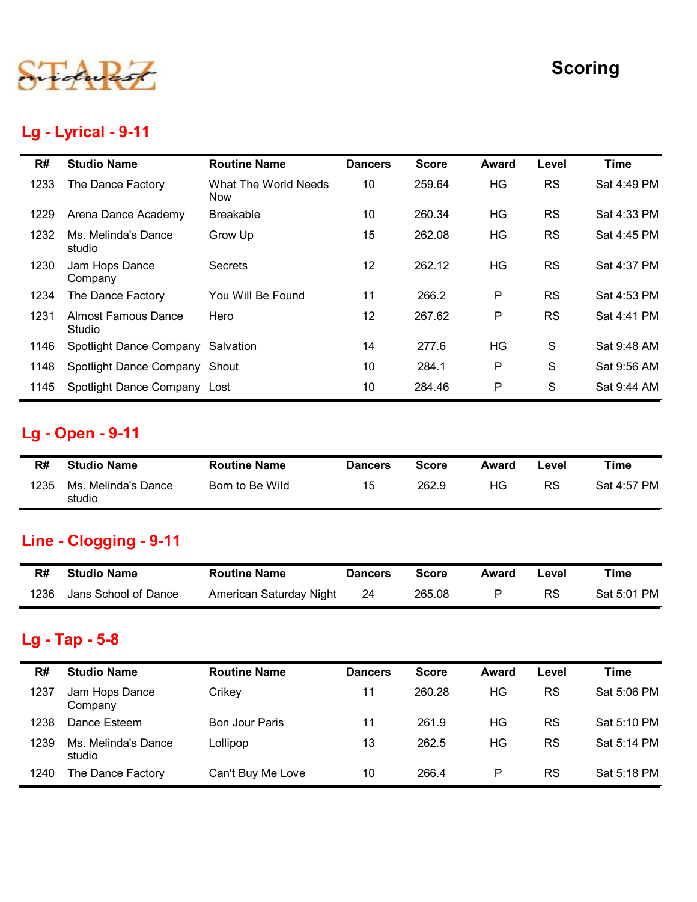# Scoring

## Lg - Lyrical - 9-11

| R# | Studio Name | Routine Name | Dancers | Score | Award | Level | Time |
|---|---|---|---|---|---|---|---|
| 1233 | The Dance Factory | What The World Needs Now | 10 | 259.64 | HG | RS | Sat 4:49 PM |
| 1229 | Arena Dance Academy | Breakable | 10 | 260.34 | HG | RS | Sat 4:33 PM |
| 1232 | Ms. Melinda's Dance studio | Grow Up | 15 | 262.08 | HG | RS | Sat 4:45 PM |
| 1230 | Jam Hops Dance Company | Secrets | 12 | 262.12 | HG | RS | Sat 4:37 PM |
| 1234 | The Dance Factory | You Will Be Found | 11 | 266.2 | P | RS | Sat 4:53 PM |
| 1231 | Almost Famous Dance Studio | Hero | 12 | 267.62 | P | RS | Sat 4:41 PM |
| 1146 | Spotlight Dance Company | Salvation | 14 | 277.6 | HG | S | Sat 9:48 AM |
| 1148 | Spotlight Dance Company | Shout | 10 | 284.1 | P | S | Sat 9:56 AM |
| 1145 | Spotlight Dance Company | Lost | 10 | 284.46 | P | S | Sat 9:44 AM |

## Lg - Open - 9-11

| R# | Studio Name | Routine Name | Dancers | Score | Award | Level | Time |
|---|---|---|---|---|---|---|---|
| 1235 | Ms. Melinda's Dance studio | Born to Be Wild | 15 | 262.9 | HG | RS | Sat 4:57 PM |

## Line - Clogging - 9-11

| R# | Studio Name | Routine Name | Dancers | Score | Award | Level | Time |
|---|---|---|---|---|---|---|---|
| 1236 | Jans School of Dance | American Saturday Night | 24 | 265.08 | P | RS | Sat 5:01 PM |

## Lg - Tap - 5-8

| R# | Studio Name | Routine Name | Dancers | Score | Award | Level | Time |
|---|---|---|---|---|---|---|---|
| 1237 | Jam Hops Dance Company | Crikey | 11 | 260.28 | HG | RS | Sat 5:06 PM |
| 1238 | Dance Esteem | Bon Jour Paris | 11 | 261.9 | HG | RS | Sat 5:10 PM |
| 1239 | Ms. Melinda's Dance studio | Lollipop | 13 | 262.5 | HG | RS | Sat 5:14 PM |
| 1240 | The Dance Factory | Can't Buy Me Love | 10 | 266.4 | P | RS | Sat 5:18 PM |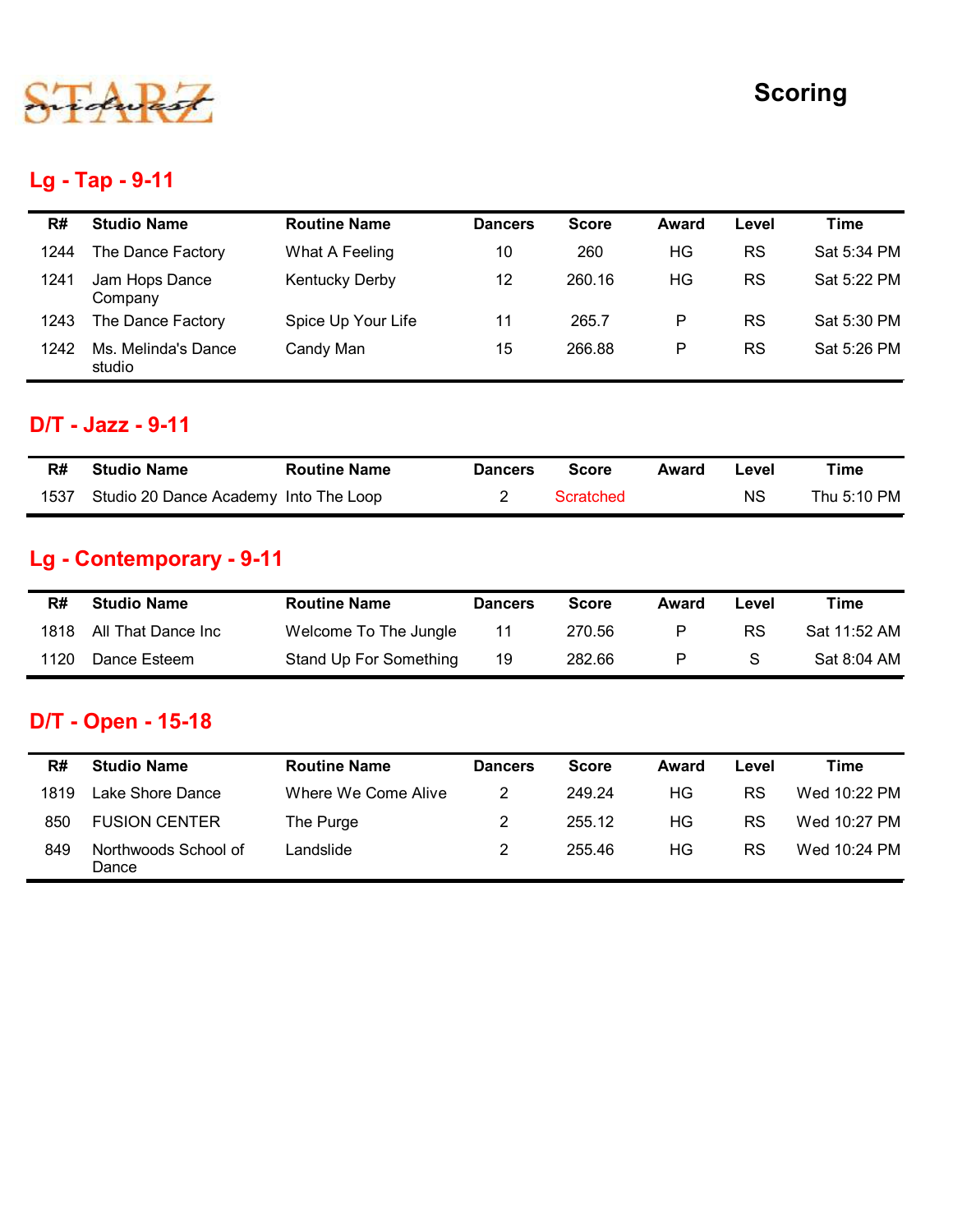# Scoring

## Lg - Tap - 9-11

| R# | Studio Name | Routine Name | Dancers | Score | Award | Level | Time |
|---|---|---|---|---|---|---|---|
| 1244 | The Dance Factory | What A Feeling | 10 | 260 | HG | RS | Sat 5:34 PM |
| 1241 | Jam Hops Dance Company | Kentucky Derby | 12 | 260.16 | HG | RS | Sat 5:22 PM |
| 1243 | The Dance Factory | Spice Up Your Life | 11 | 265.7 | P | RS | Sat 5:30 PM |
| 1242 | Ms. Melinda's Dance studio | Candy Man | 15 | 266.88 | P | RS | Sat 5:26 PM |

## D/T - Jazz - 9-11

| R# | Studio Name | Routine Name | Dancers | Score | Award | Level | Time |
|---|---|---|---|---|---|---|---|
| 1537 | Studio 20 Dance Academy | Into The Loop | 2 | Scratched | | NS | Thu 5:10 PM |

## Lg - Contemporary - 9-11

| R# | Studio Name | Routine Name | Dancers | Score | Award | Level | Time |
|---|---|---|---|---|---|---|---|
| 1818 | All That Dance Inc | Welcome To The Jungle | 11 | 270.56 | P | RS | Sat 11:52 AM |
| 1120 | Dance Esteem | Stand Up For Something | 19 | 282.66 | P | S | Sat 8:04 AM |

## D/T - Open - 15-18

| R# | Studio Name | Routine Name | Dancers | Score | Award | Level | Time |
|---|---|---|---|---|---|---|---|
| 1819 | Lake Shore Dance | Where We Come Alive | 2 | 249.24 | HG | RS | Wed 10:22 PM |
| 850 | FUSION CENTER | The Purge | 2 | 255.12 | HG | RS | Wed 10:27 PM |
| 849 | Northwoods School of Dance | Landslide | 2 | 255.46 | HG | RS | Wed 10:24 PM |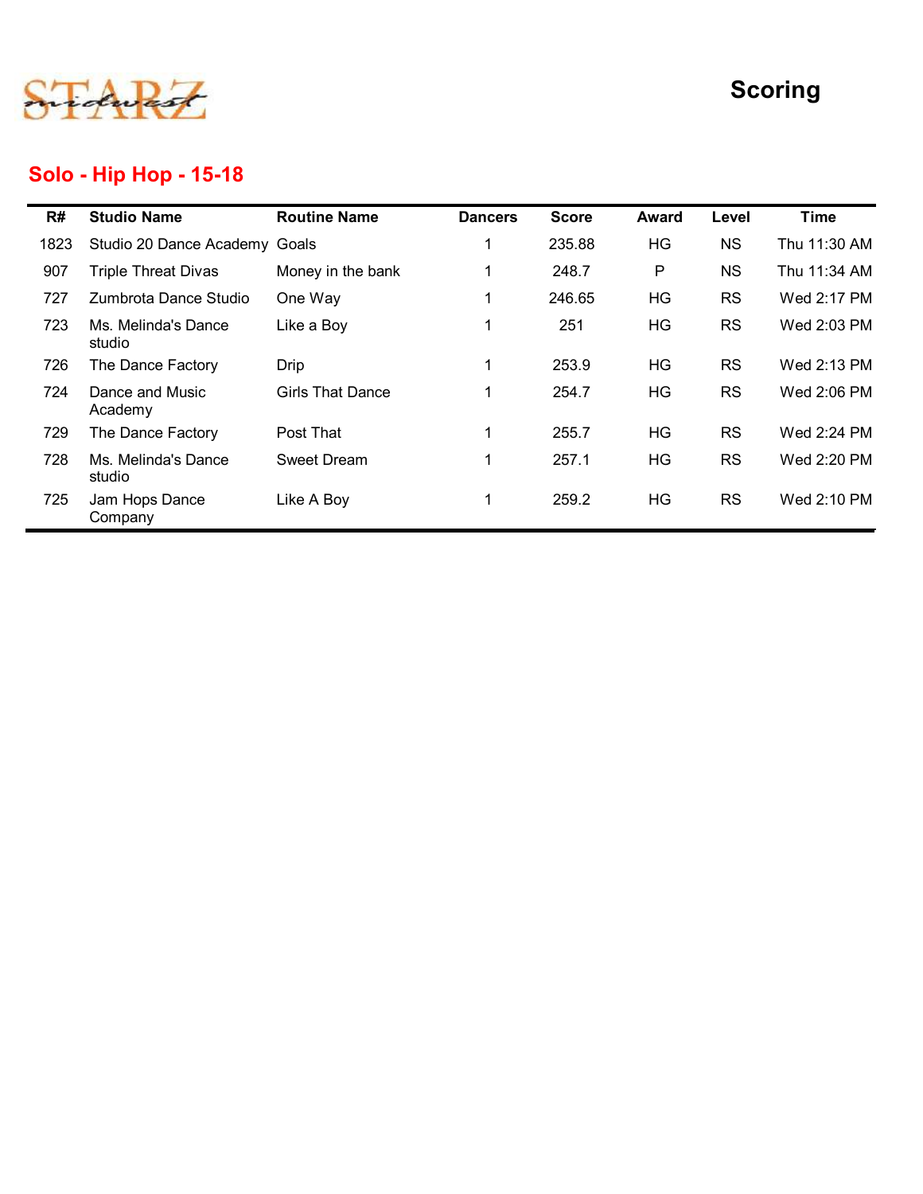STARZ midwest

# Scoring

## Solo - Hip Hop - 15-18

| R# | Studio Name | Routine Name | Dancers | Score | Award | Level | Time |
|---|---|---|---|---|---|---|---|
| 1823 | Studio 20 Dance Academy | Goals | 1 | 235.88 | HG | NS | Thu 11:30 AM |
| 907 | Triple Threat Divas | Money in the bank | 1 | 248.7 | P | NS | Thu 11:34 AM |
| 727 | Zumbrota Dance Studio | One Way | 1 | 246.65 | HG | RS | Wed 2:17 PM |
| 723 | Ms. Melinda's Dance studio | Like a Boy | 1 | 251 | HG | RS | Wed 2:03 PM |
| 726 | The Dance Factory | Drip | 1 | 253.9 | HG | RS | Wed 2:13 PM |
| 724 | Dance and Music Academy | Girls That Dance | 1 | 254.7 | HG | RS | Wed 2:06 PM |
| 729 | The Dance Factory | Post That | 1 | 255.7 | HG | RS | Wed 2:24 PM |
| 728 | Ms. Melinda's Dance studio | Sweet Dream | 1 | 257.1 | HG | RS | Wed 2:20 PM |
| 725 | Jam Hops Dance Company | Like A Boy | 1 | 259.2 | HG | RS | Wed 2:10 PM |